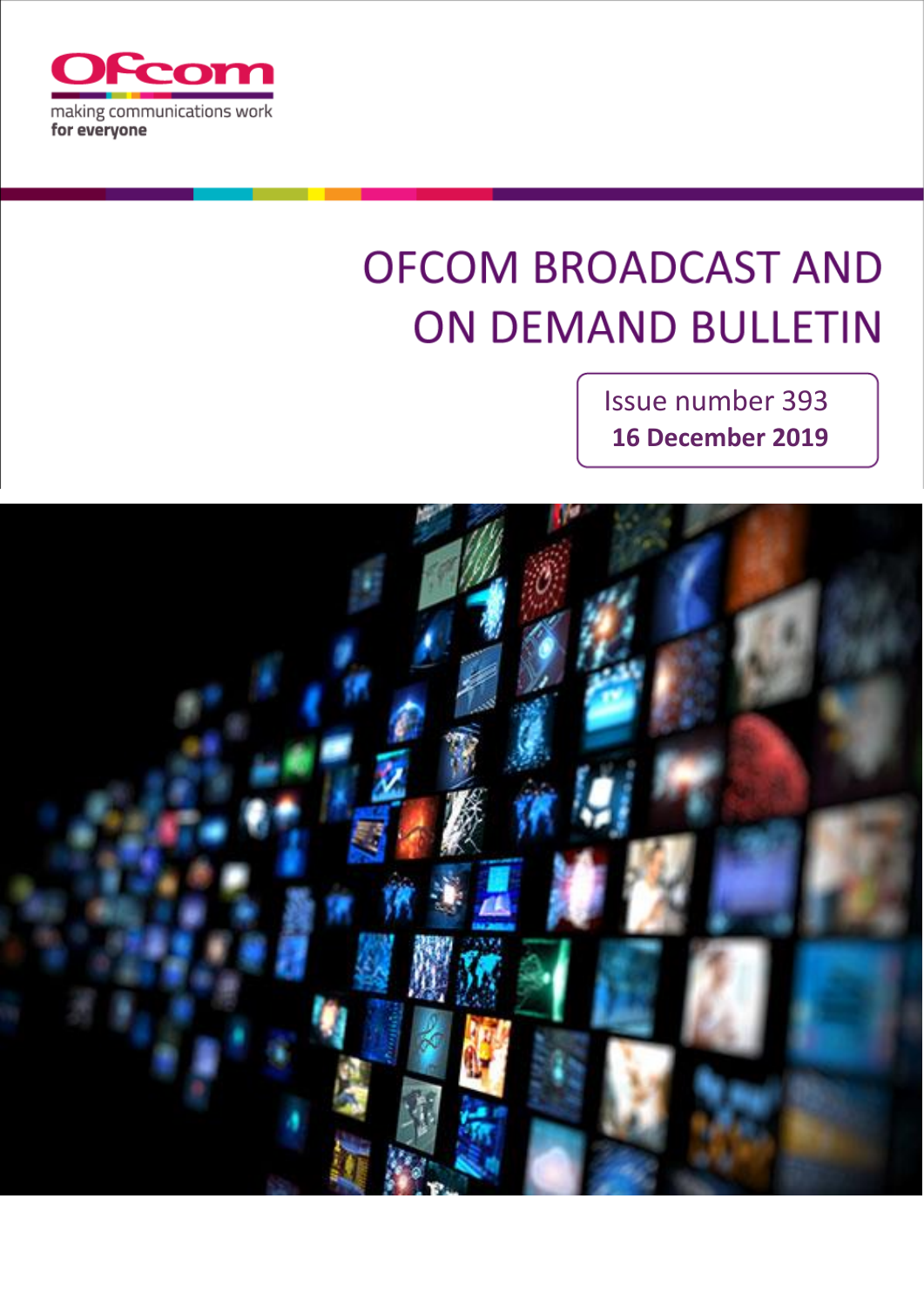Ofcom

making communications work
for everyone

# OFCOM BROADCAST AND ON DEMAND BULLETIN

Issue number 393

**16 December 2019**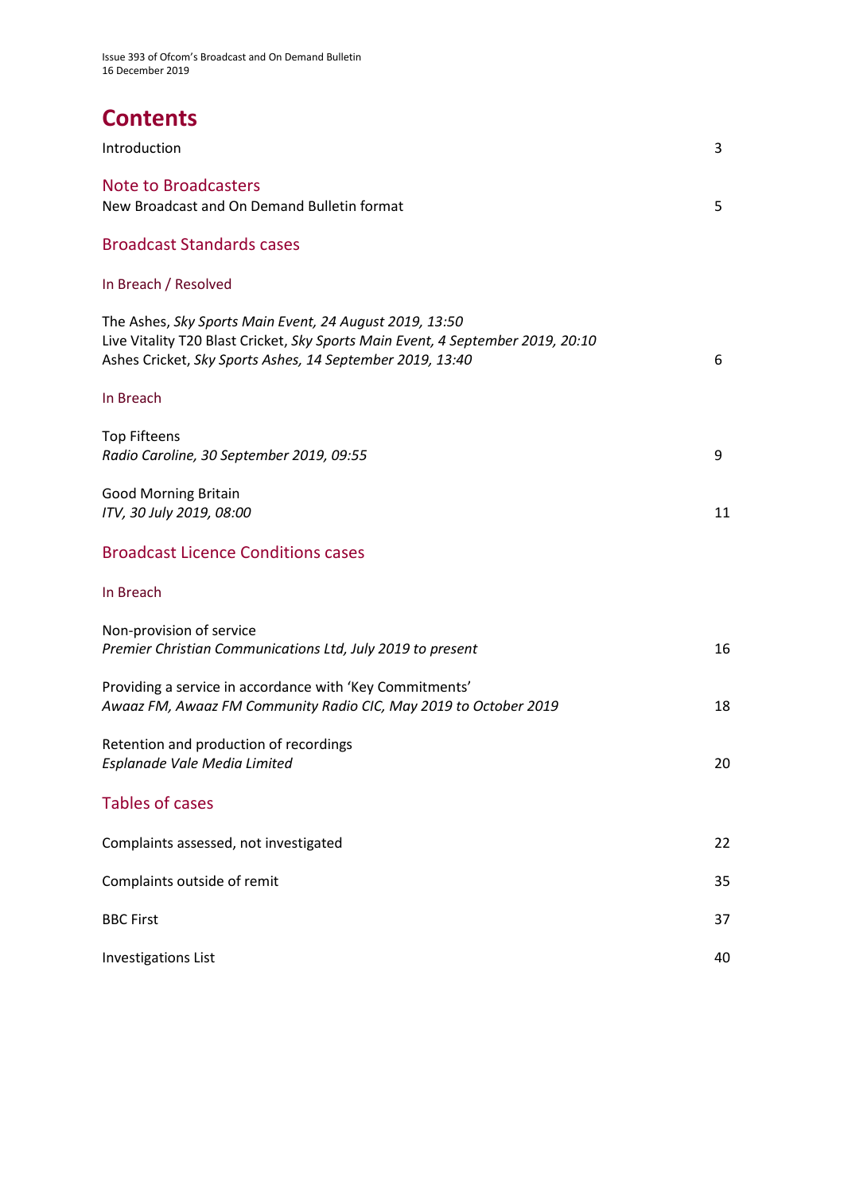Issue 393 of Ofcom's Broadcast and On Demand Bulletin
16 December 2019

# Contents

Introduction 3

## Note to Broadcasters

New Broadcast and On Demand Bulletin format 5

## Broadcast Standards cases

### In Breach / Resolved

The Ashes, *Sky Sports Main Event, 24 August 2019, 13:50*
Live Vitality T20 Blast Cricket, *Sky Sports Main Event, 4 September 2019, 20:10*
Ashes Cricket, *Sky Sports Ashes, 14 September 2019, 13:40* 6

### In Breach

Top Fifteens
*Radio Caroline, 30 September 2019, 09:55* 9

Good Morning Britain
*ITV, 30 July 2019, 08:00* 11

## Broadcast Licence Conditions cases

### In Breach

Non-provision of service
*Premier Christian Communications Ltd, July 2019 to present* 16

Providing a service in accordance with 'Key Commitments'
*Awaaz FM, Awaaz FM Community Radio CIC, May 2019 to October 2019* 18

Retention and production of recordings
*Esplanade Vale Media Limited* 20

## Tables of cases

Complaints assessed, not investigated 22

Complaints outside of remit 35

BBC First 37

Investigations List 40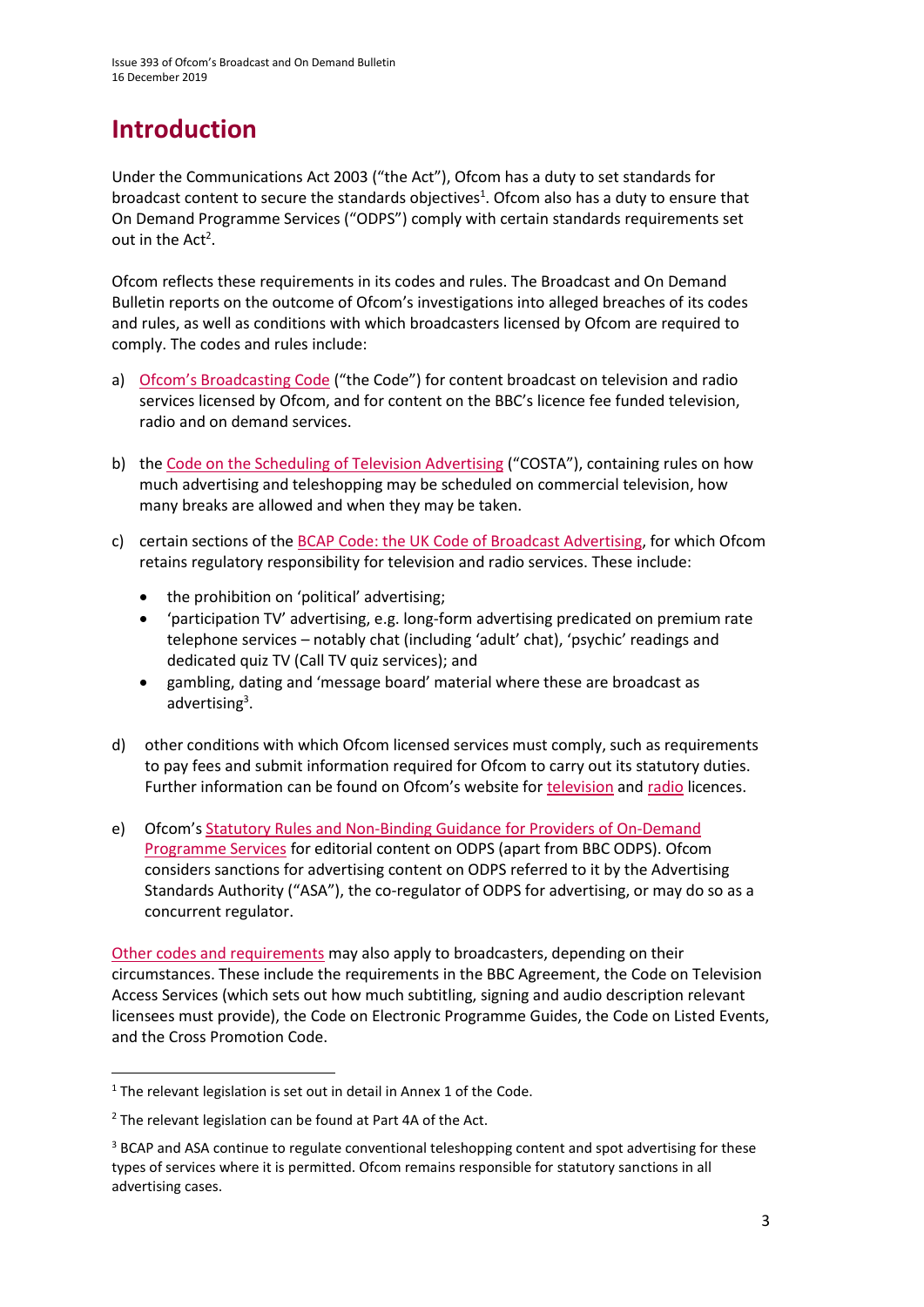# Introduction

Under the Communications Act 2003 ("the Act"), Ofcom has a duty to set standards for broadcast content to secure the standards objectives[1]. Ofcom also has a duty to ensure that On Demand Programme Services ("ODPS") comply with certain standards requirements set out in the Act[2].

Ofcom reflects these requirements in its codes and rules. The Broadcast and On Demand Bulletin reports on the outcome of Ofcom's investigations into alleged breaches of its codes and rules, as well as conditions with which broadcasters licensed by Ofcom are required to comply. The codes and rules include:

a) Ofcom's Broadcasting Code ("the Code") for content broadcast on television and radio services licensed by Ofcom, and for content on the BBC's licence fee funded television, radio and on demand services.

b) the Code on the Scheduling of Television Advertising ("COSTA"), containing rules on how much advertising and teleshopping may be scheduled on commercial television, how many breaks are allowed and when they may be taken.

c) certain sections of the BCAP Code: the UK Code of Broadcast Advertising, for which Ofcom retains regulatory responsibility for television and radio services. These include:
   - the prohibition on 'political' advertising;
   - 'participation TV' advertising, e.g. long-form advertising predicated on premium rate telephone services – notably chat (including 'adult' chat), 'psychic' readings and dedicated quiz TV (Call TV quiz services); and
   - gambling, dating and 'message board' material where these are broadcast as advertising[3].

d) other conditions with which Ofcom licensed services must comply, such as requirements to pay fees and submit information required for Ofcom to carry out its statutory duties. Further information can be found on Ofcom's website for television and radio licences.

e) Ofcom's Statutory Rules and Non-Binding Guidance for Providers of On-Demand Programme Services for editorial content on ODPS (apart from BBC ODPS). Ofcom considers sanctions for advertising content on ODPS referred to it by the Advertising Standards Authority ("ASA"), the co-regulator of ODPS for advertising, or may do so as a concurrent regulator.

Other codes and requirements may also apply to broadcasters, depending on their circumstances. These include the requirements in the BBC Agreement, the Code on Television Access Services (which sets out how much subtitling, signing and audio description relevant licensees must provide), the Code on Electronic Programme Guides, the Code on Listed Events, and the Cross Promotion Code.

---

[1] The relevant legislation is set out in detail in Annex 1 of the Code.

[2] The relevant legislation can be found at Part 4A of the Act.

[3] BCAP and ASA continue to regulate conventional teleshopping content and spot advertising for these types of services where it is permitted. Ofcom remains responsible for statutory sanctions in all advertising cases.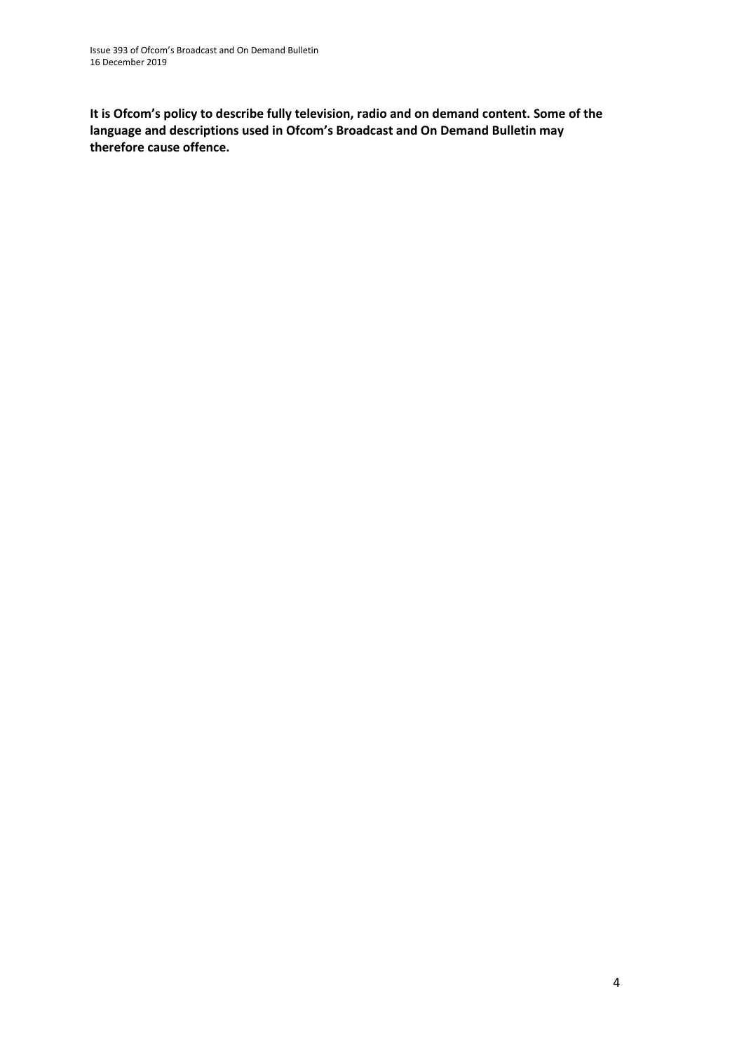**It is Ofcom's policy to describe fully television, radio and on demand content. Some of the language and descriptions used in Ofcom's Broadcast and On Demand Bulletin may therefore cause offence.**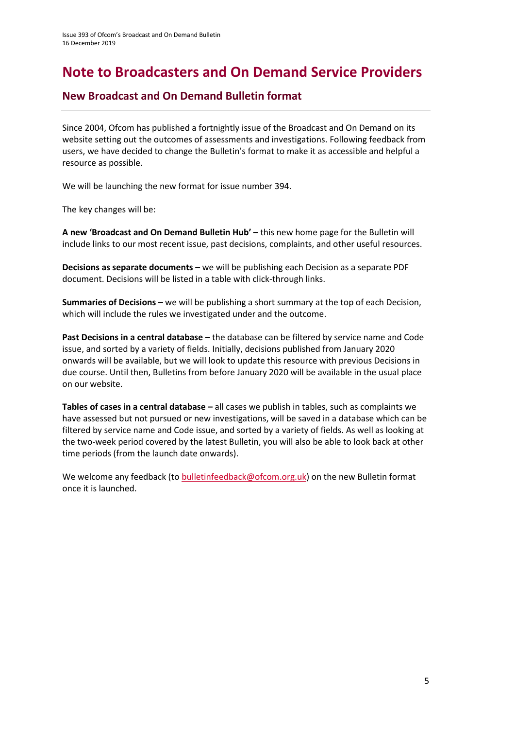# Note to Broadcasters and On Demand Service Providers

## New Broadcast and On Demand Bulletin format

Since 2004, Ofcom has published a fortnightly issue of the Broadcast and On Demand on its website setting out the outcomes of assessments and investigations. Following feedback from users, we have decided to change the Bulletin's format to make it as accessible and helpful a resource as possible.

We will be launching the new format for issue number 394.

The key changes will be:

**A new 'Broadcast and On Demand Bulletin Hub' –** this new home page for the Bulletin will include links to our most recent issue, past decisions, complaints, and other useful resources.

**Decisions as separate documents –** we will be publishing each Decision as a separate PDF document. Decisions will be listed in a table with click-through links.

**Summaries of Decisions –** we will be publishing a short summary at the top of each Decision, which will include the rules we investigated under and the outcome.

**Past Decisions in a central database –** the database can be filtered by service name and Code issue, and sorted by a variety of fields. Initially, decisions published from January 2020 onwards will be available, but we will look to update this resource with previous Decisions in due course. Until then, Bulletins from before January 2020 will be available in the usual place on our website.

**Tables of cases in a central database –** all cases we publish in tables, such as complaints we have assessed but not pursued or new investigations, will be saved in a database which can be filtered by service name and Code issue, and sorted by a variety of fields. As well as looking at the two-week period covered by the latest Bulletin, you will also be able to look back at other time periods (from the launch date onwards).

We welcome any feedback (to bulletinfeedback@ofcom.org.uk) on the new Bulletin format once it is launched.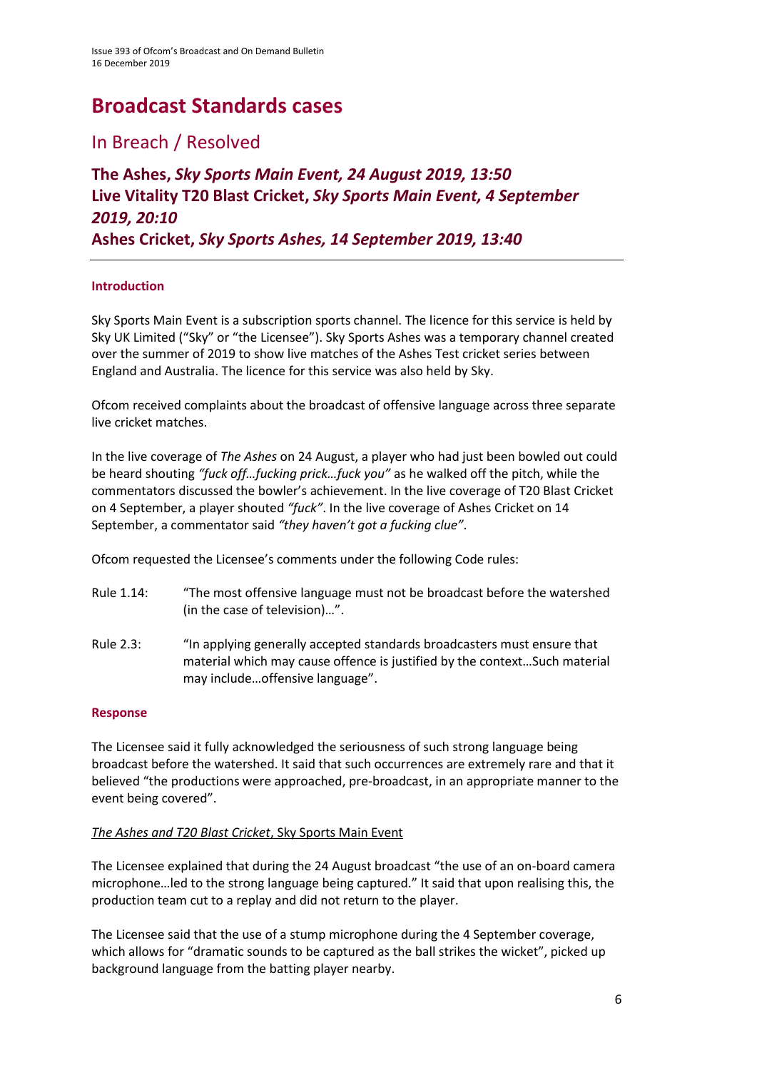# Broadcast Standards cases

## In Breach / Resolved

### The Ashes, *Sky Sports Main Event, 24 August 2019, 13:50*
### Live Vitality T20 Blast Cricket, *Sky Sports Main Event, 4 September 2019, 20:10*
### Ashes Cricket, *Sky Sports Ashes, 14 September 2019, 13:40*

---

#### Introduction

Sky Sports Main Event is a subscription sports channel. The licence for this service is held by Sky UK Limited ("Sky" or "the Licensee"). Sky Sports Ashes was a temporary channel created over the summer of 2019 to show live matches of the Ashes Test cricket series between England and Australia. The licence for this service was also held by Sky.

Ofcom received complaints about the broadcast of offensive language across three separate live cricket matches.

In the live coverage of *The Ashes* on 24 August, a player who had just been bowled out could be heard shouting *"fuck off…fucking prick…fuck you"* as he walked off the pitch, while the commentators discussed the bowler's achievement. In the live coverage of T20 Blast Cricket on 4 September, a player shouted *"fuck"*. In the live coverage of Ashes Cricket on 14 September, a commentator said *"they haven't got a fucking clue"*.

Ofcom requested the Licensee's comments under the following Code rules:

Rule 1.14: "The most offensive language must not be broadcast before the watershed (in the case of television)…".

Rule 2.3: "In applying generally accepted standards broadcasters must ensure that material which may cause offence is justified by the context…Such material may include…offensive language".

#### Response

The Licensee said it fully acknowledged the seriousness of such strong language being broadcast before the watershed. It said that such occurrences are extremely rare and that it believed "the productions were approached, pre-broadcast, in an appropriate manner to the event being covered".

*The Ashes and T20 Blast Cricket*, Sky Sports Main Event

The Licensee explained that during the 24 August broadcast "the use of an on-board camera microphone…led to the strong language being captured." It said that upon realising this, the production team cut to a replay and did not return to the player.

The Licensee said that the use of a stump microphone during the 4 September coverage, which allows for "dramatic sounds to be captured as the ball strikes the wicket", picked up background language from the batting player nearby.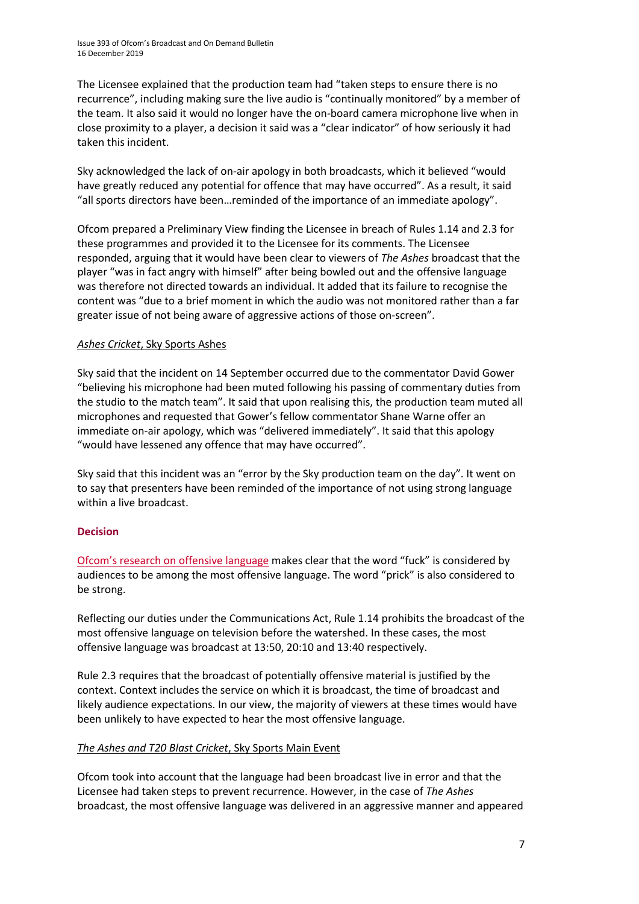The Licensee explained that the production team had "taken steps to ensure there is no recurrence", including making sure the live audio is "continually monitored" by a member of the team. It also said it would no longer have the on-board camera microphone live when in close proximity to a player, a decision it said was a "clear indicator" of how seriously it had taken this incident.

Sky acknowledged the lack of on-air apology in both broadcasts, which it believed "would have greatly reduced any potential for offence that may have occurred". As a result, it said "all sports directors have been…reminded of the importance of an immediate apology".

Ofcom prepared a Preliminary View finding the Licensee in breach of Rules 1.14 and 2.3 for these programmes and provided it to the Licensee for its comments. The Licensee responded, arguing that it would have been clear to viewers of *The Ashes* broadcast that the player "was in fact angry with himself" after being bowled out and the offensive language was therefore not directed towards an individual. It added that its failure to recognise the content was "due to a brief moment in which the audio was not monitored rather than a far greater issue of not being aware of aggressive actions of those on-screen".

*Ashes Cricket*, Sky Sports Ashes

Sky said that the incident on 14 September occurred due to the commentator David Gower "believing his microphone had been muted following his passing of commentary duties from the studio to the match team". It said that upon realising this, the production team muted all microphones and requested that Gower's fellow commentator Shane Warne offer an immediate on-air apology, which was "delivered immediately". It said that this apology "would have lessened any offence that may have occurred".

Sky said that this incident was an "error by the Sky production team on the day". It went on to say that presenters have been reminded of the importance of not using strong language within a live broadcast.

## Decision

Ofcom's research on offensive language makes clear that the word "fuck" is considered by audiences to be among the most offensive language. The word "prick" is also considered to be strong.

Reflecting our duties under the Communications Act, Rule 1.14 prohibits the broadcast of the most offensive language on television before the watershed. In these cases, the most offensive language was broadcast at 13:50, 20:10 and 13:40 respectively.

Rule 2.3 requires that the broadcast of potentially offensive material is justified by the context. Context includes the service on which it is broadcast, the time of broadcast and likely audience expectations. In our view, the majority of viewers at these times would have been unlikely to have expected to hear the most offensive language.

*The Ashes and T20 Blast Cricket*, Sky Sports Main Event

Ofcom took into account that the language had been broadcast live in error and that the Licensee had taken steps to prevent recurrence. However, in the case of *The Ashes* broadcast, the most offensive language was delivered in an aggressive manner and appeared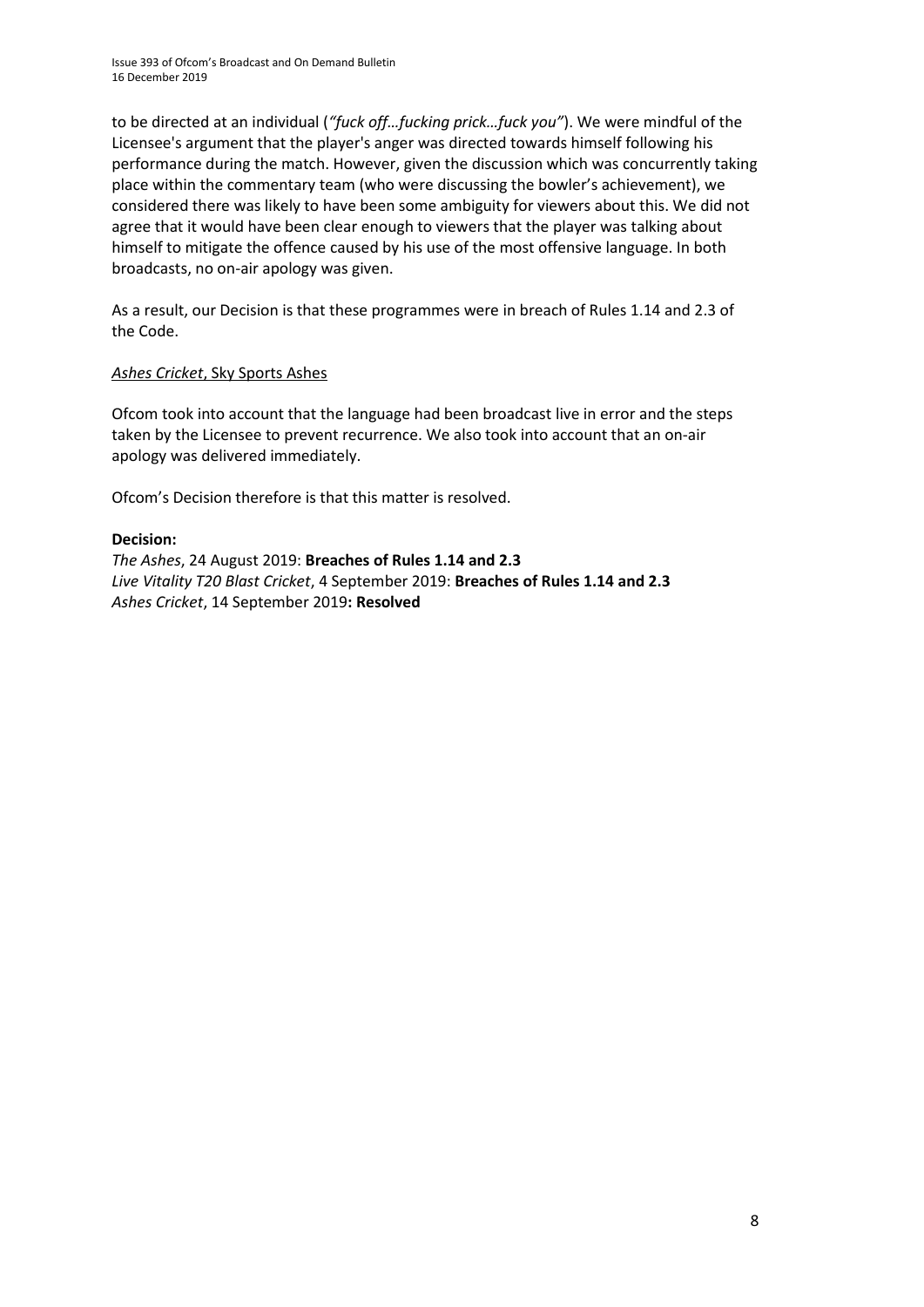to be directed at an individual (*"fuck off…fucking prick…fuck you"*). We were mindful of the Licensee's argument that the player's anger was directed towards himself following his performance during the match. However, given the discussion which was concurrently taking place within the commentary team (who were discussing the bowler's achievement), we considered there was likely to have been some ambiguity for viewers about this. We did not agree that it would have been clear enough to viewers that the player was talking about himself to mitigate the offence caused by his use of the most offensive language. In both broadcasts, no on-air apology was given.

As a result, our Decision is that these programmes were in breach of Rules 1.14 and 2.3 of the Code.

*Ashes Cricket*, Sky Sports Ashes

Ofcom took into account that the language had been broadcast live in error and the steps taken by the Licensee to prevent recurrence. We also took into account that an on-air apology was delivered immediately.

Ofcom's Decision therefore is that this matter is resolved.

**Decision:**

*The Ashes*, 24 August 2019: **Breaches of Rules 1.14 and 2.3**
*Live Vitality T20 Blast Cricket*, 4 September 2019: **Breaches of Rules 1.14 and 2.3**
*Ashes Cricket*, 14 September 2019**: Resolved**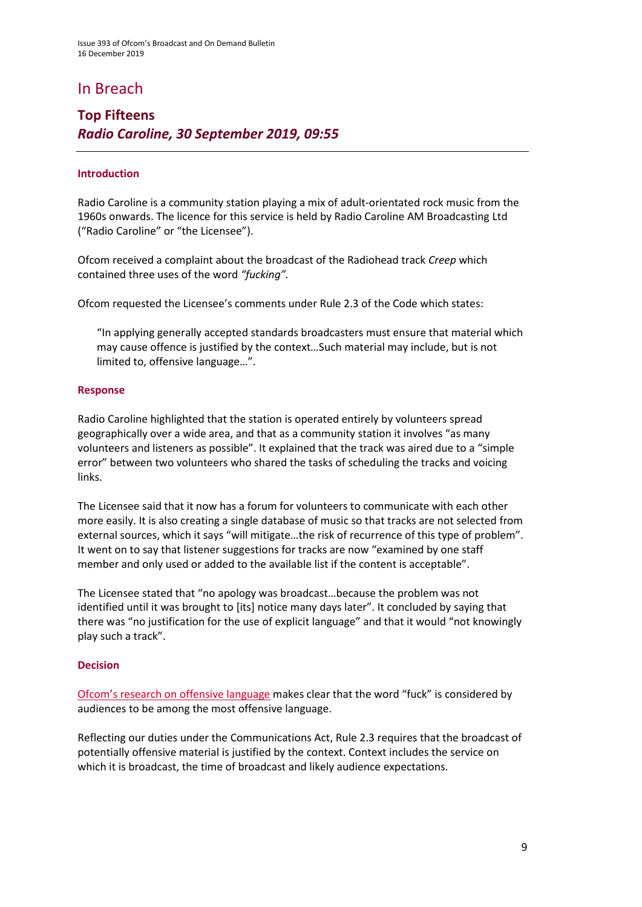# In Breach

## Top Fifteens

### *Radio Caroline, 30 September 2019, 09:55*

#### Introduction

Radio Caroline is a community station playing a mix of adult-orientated rock music from the 1960s onwards. The licence for this service is held by Radio Caroline AM Broadcasting Ltd ("Radio Caroline" or "the Licensee").

Ofcom received a complaint about the broadcast of the Radiohead track *Creep* which contained three uses of the word *"fucking".*

Ofcom requested the Licensee's comments under Rule 2.3 of the Code which states:

> "In applying generally accepted standards broadcasters must ensure that material which may cause offence is justified by the context…Such material may include, but is not limited to, offensive language…".

#### Response

Radio Caroline highlighted that the station is operated entirely by volunteers spread geographically over a wide area, and that as a community station it involves "as many volunteers and listeners as possible". It explained that the track was aired due to a "simple error" between two volunteers who shared the tasks of scheduling the tracks and voicing links.

The Licensee said that it now has a forum for volunteers to communicate with each other more easily. It is also creating a single database of music so that tracks are not selected from external sources, which it says "will mitigate…the risk of recurrence of this type of problem". It went on to say that listener suggestions for tracks are now "examined by one staff member and only used or added to the available list if the content is acceptable".

The Licensee stated that "no apology was broadcast…because the problem was not identified until it was brought to [its] notice many days later". It concluded by saying that there was "no justification for the use of explicit language" and that it would "not knowingly play such a track".

#### Decision

Ofcom's research on offensive language makes clear that the word "fuck" is considered by audiences to be among the most offensive language.

Reflecting our duties under the Communications Act, Rule 2.3 requires that the broadcast of potentially offensive material is justified by the context. Context includes the service on which it is broadcast, the time of broadcast and likely audience expectations.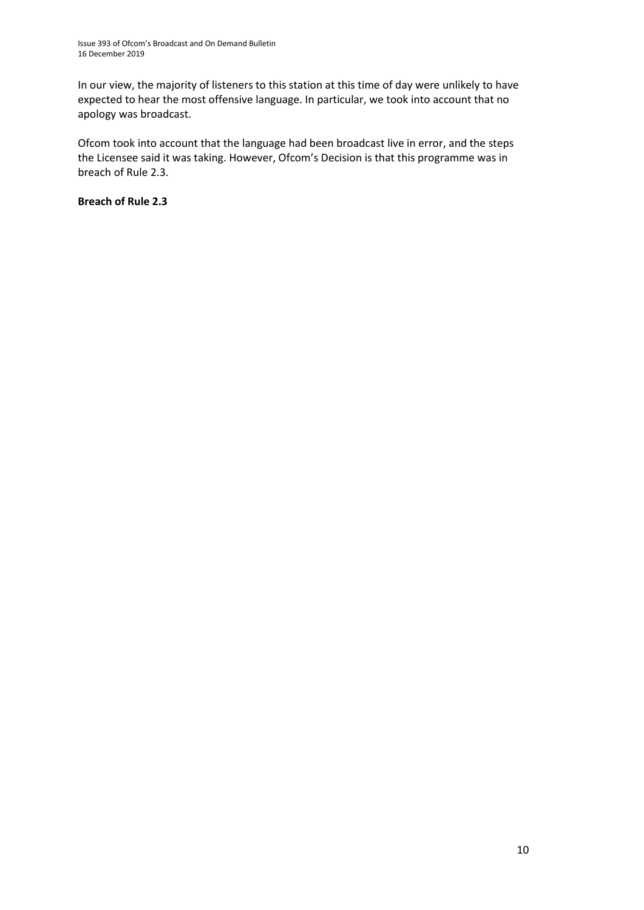In our view, the majority of listeners to this station at this time of day were unlikely to have expected to hear the most offensive language. In particular, we took into account that no apology was broadcast.

Ofcom took into account that the language had been broadcast live in error, and the steps the Licensee said it was taking. However, Ofcom's Decision is that this programme was in breach of Rule 2.3.

**Breach of Rule 2.3**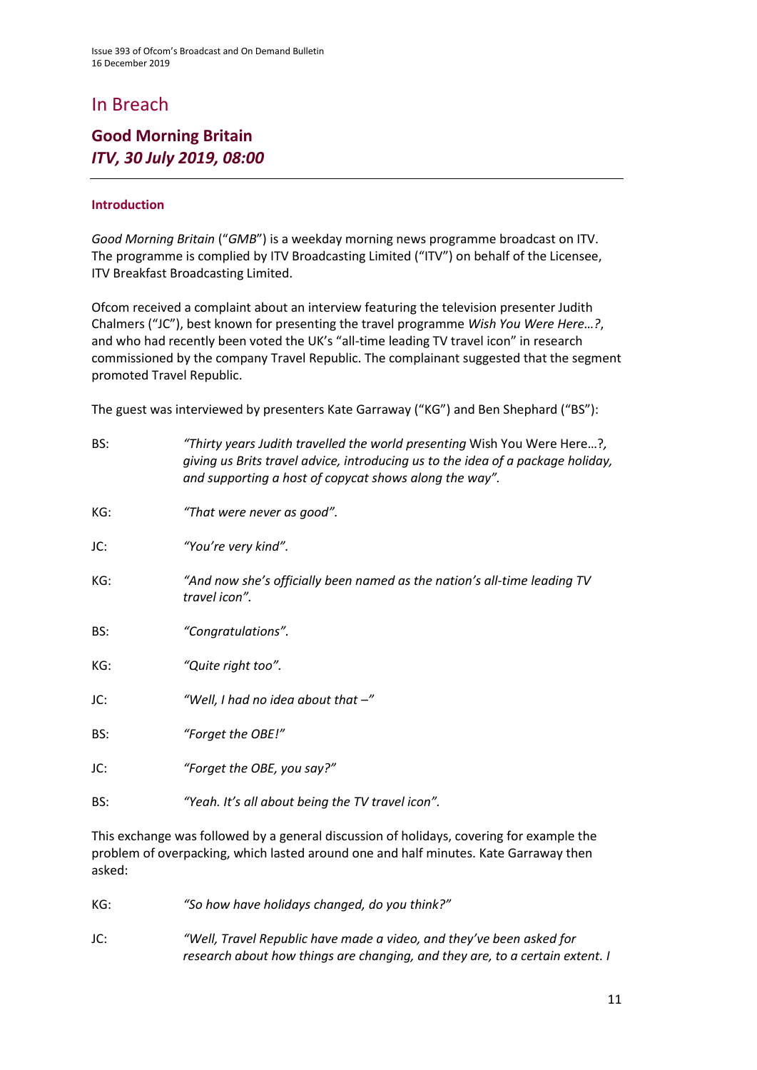# In Breach

## Good Morning Britain
### *ITV, 30 July 2019, 08:00*

---

#### Introduction

*Good Morning Britain* ("*GMB*") is a weekday morning news programme broadcast on ITV. The programme is complied by ITV Broadcasting Limited ("ITV") on behalf of the Licensee, ITV Breakfast Broadcasting Limited.

Ofcom received a complaint about an interview featuring the television presenter Judith Chalmers ("JC"), best known for presenting the travel programme *Wish You Were Here…?*, and who had recently been voted the UK's "all-time leading TV travel icon" in research commissioned by the company Travel Republic. The complainant suggested that the segment promoted Travel Republic.

The guest was interviewed by presenters Kate Garraway ("KG") and Ben Shephard ("BS"):

| | |
|---|---|
| BS: | *"Thirty years Judith travelled the world presenting* Wish You Were Here…?*, giving us Brits travel advice, introducing us to the idea of a package holiday, and supporting a host of copycat shows along the way".* |
| KG: | *"That were never as good".* |
| JC: | *"You're very kind".* |
| KG: | *"And now she's officially been named as the nation's all-time leading TV travel icon".* |
| BS: | *"Congratulations".* |
| KG: | *"Quite right too".* |
| JC: | *"Well, I had no idea about that –"* |
| BS: | *"Forget the OBE!"* |
| JC: | *"Forget the OBE, you say?"* |
| BS: | *"Yeah. It's all about being the TV travel icon".* |

This exchange was followed by a general discussion of holidays, covering for example the problem of overpacking, which lasted around one and half minutes. Kate Garraway then asked:

| | |
|---|---|
| KG: | *"So how have holidays changed, do you think?"* |
| JC: | *"Well, Travel Republic have made a video, and they've been asked for research about how things are changing, and they are, to a certain extent. I* |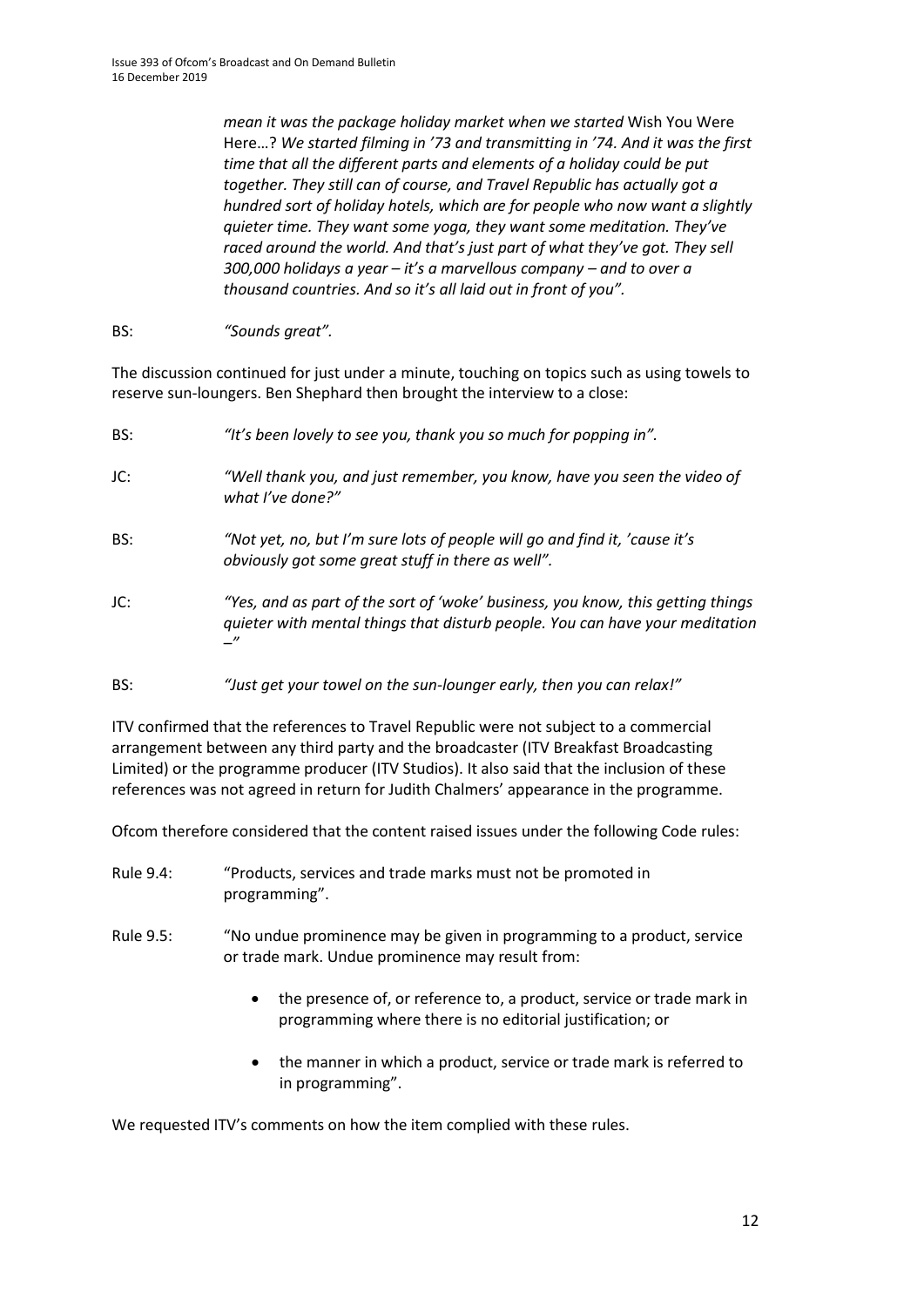*mean it was the package holiday market when we started* Wish You Were Here…? *We started filming in '73 and transmitting in '74. And it was the first time that all the different parts and elements of a holiday could be put together. They still can of course, and Travel Republic has actually got a hundred sort of holiday hotels, which are for people who now want a slightly quieter time. They want some yoga, they want some meditation. They've raced around the world. And that's just part of what they've got. They sell 300,000 holidays a year – it's a marvellous company – and to over a thousand countries. And so it's all laid out in front of you".*

BS: *"Sounds great".*

The discussion continued for just under a minute, touching on topics such as using towels to reserve sun-loungers. Ben Shephard then brought the interview to a close:

BS: *"It's been lovely to see you, thank you so much for popping in".*

JC: *"Well thank you, and just remember, you know, have you seen the video of what I've done?"*

BS: *"Not yet, no, but I'm sure lots of people will go and find it, 'cause it's obviously got some great stuff in there as well".*

JC: *"Yes, and as part of the sort of 'woke' business, you know, this getting things quieter with mental things that disturb people. You can have your meditation –"*

BS: *"Just get your towel on the sun-lounger early, then you can relax!"*

ITV confirmed that the references to Travel Republic were not subject to a commercial arrangement between any third party and the broadcaster (ITV Breakfast Broadcasting Limited) or the programme producer (ITV Studios). It also said that the inclusion of these references was not agreed in return for Judith Chalmers' appearance in the programme.

Ofcom therefore considered that the content raised issues under the following Code rules:

Rule 9.4: "Products, services and trade marks must not be promoted in programming".

Rule 9.5: "No undue prominence may be given in programming to a product, service or trade mark. Undue prominence may result from:

- the presence of, or reference to, a product, service or trade mark in programming where there is no editorial justification; or
- the manner in which a product, service or trade mark is referred to in programming".

We requested ITV's comments on how the item complied with these rules.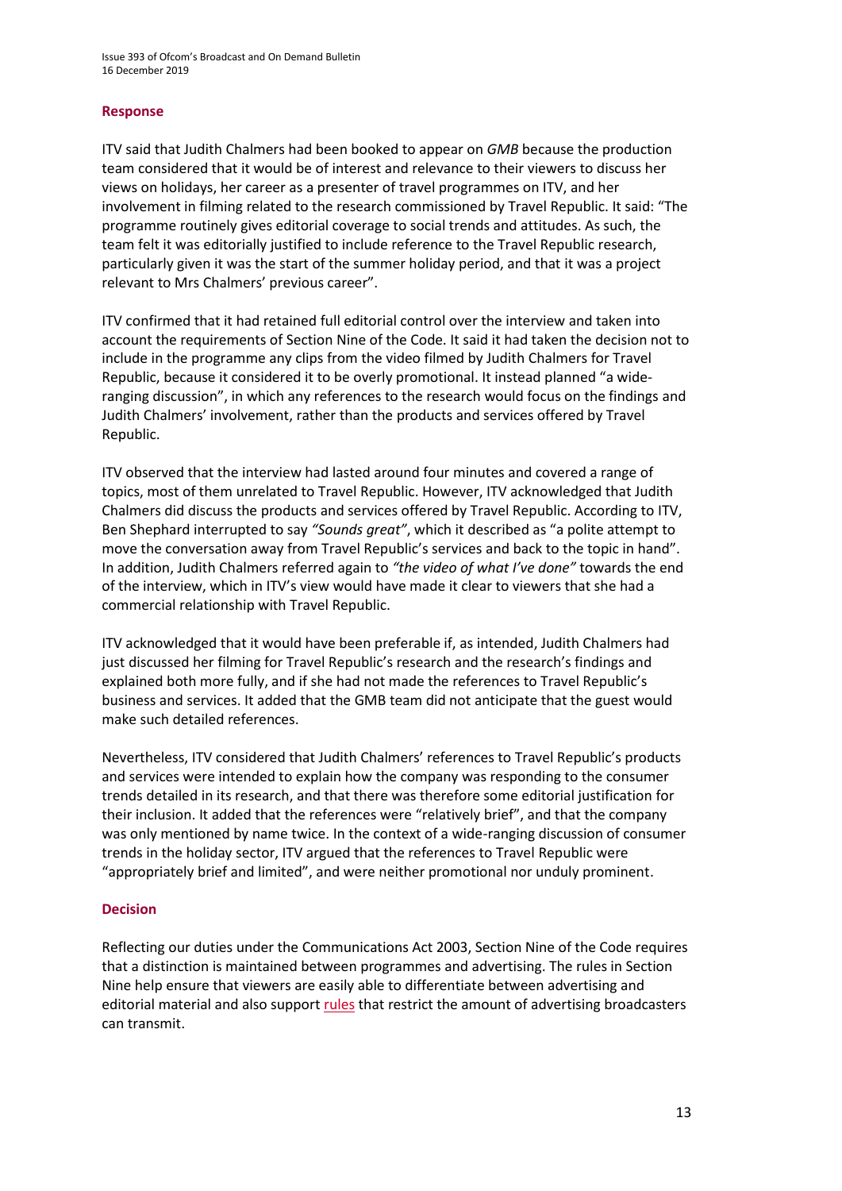## Response

ITV said that Judith Chalmers had been booked to appear on *GMB* because the production team considered that it would be of interest and relevance to their viewers to discuss her views on holidays, her career as a presenter of travel programmes on ITV, and her involvement in filming related to the research commissioned by Travel Republic. It said: "The programme routinely gives editorial coverage to social trends and attitudes. As such, the team felt it was editorially justified to include reference to the Travel Republic research, particularly given it was the start of the summer holiday period, and that it was a project relevant to Mrs Chalmers' previous career".

ITV confirmed that it had retained full editorial control over the interview and taken into account the requirements of Section Nine of the Code. It said it had taken the decision not to include in the programme any clips from the video filmed by Judith Chalmers for Travel Republic, because it considered it to be overly promotional. It instead planned "a wide-ranging discussion", in which any references to the research would focus on the findings and Judith Chalmers' involvement, rather than the products and services offered by Travel Republic.

ITV observed that the interview had lasted around four minutes and covered a range of topics, most of them unrelated to Travel Republic. However, ITV acknowledged that Judith Chalmers did discuss the products and services offered by Travel Republic. According to ITV, Ben Shephard interrupted to say *"Sounds great"*, which it described as "a polite attempt to move the conversation away from Travel Republic's services and back to the topic in hand". In addition, Judith Chalmers referred again to *"the video of what I've done"* towards the end of the interview, which in ITV's view would have made it clear to viewers that she had a commercial relationship with Travel Republic.

ITV acknowledged that it would have been preferable if, as intended, Judith Chalmers had just discussed her filming for Travel Republic's research and the research's findings and explained both more fully, and if she had not made the references to Travel Republic's business and services. It added that the GMB team did not anticipate that the guest would make such detailed references.

Nevertheless, ITV considered that Judith Chalmers' references to Travel Republic's products and services were intended to explain how the company was responding to the consumer trends detailed in its research, and that there was therefore some editorial justification for their inclusion. It added that the references were "relatively brief", and that the company was only mentioned by name twice. In the context of a wide-ranging discussion of consumer trends in the holiday sector, ITV argued that the references to Travel Republic were "appropriately brief and limited", and were neither promotional nor unduly prominent.

## Decision

Reflecting our duties under the Communications Act 2003, Section Nine of the Code requires that a distinction is maintained between programmes and advertising. The rules in Section Nine help ensure that viewers are easily able to differentiate between advertising and editorial material and also support rules that restrict the amount of advertising broadcasters can transmit.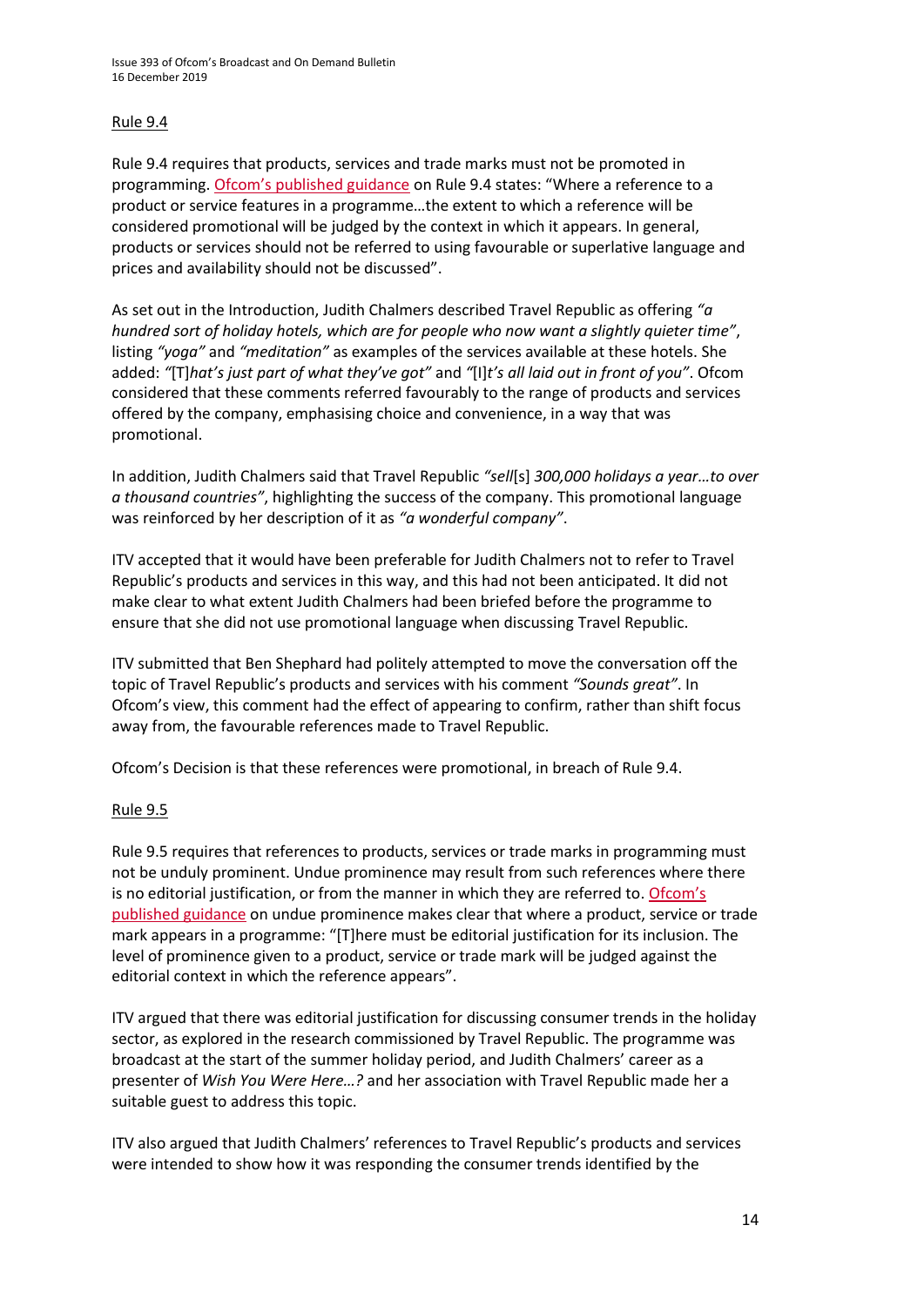Rule 9.4

Rule 9.4 requires that products, services and trade marks must not be promoted in programming. Ofcom's published guidance on Rule 9.4 states: "Where a reference to a product or service features in a programme…the extent to which a reference will be considered promotional will be judged by the context in which it appears. In general, products or services should not be referred to using favourable or superlative language and prices and availability should not be discussed".

As set out in the Introduction, Judith Chalmers described Travel Republic as offering *"a hundred sort of holiday hotels, which are for people who now want a slightly quieter time"*, listing *"yoga"* and *"meditation"* as examples of the services available at these hotels. She added: *"*[T]*hat's just part of what they've got"* and *"*[I]*t's all laid out in front of you"*. Ofcom considered that these comments referred favourably to the range of products and services offered by the company, emphasising choice and convenience, in a way that was promotional.

In addition, Judith Chalmers said that Travel Republic *"sell*[s] *300,000 holidays a year…to over a thousand countries"*, highlighting the success of the company. This promotional language was reinforced by her description of it as *"a wonderful company"*.

ITV accepted that it would have been preferable for Judith Chalmers not to refer to Travel Republic's products and services in this way, and this had not been anticipated. It did not make clear to what extent Judith Chalmers had been briefed before the programme to ensure that she did not use promotional language when discussing Travel Republic.

ITV submitted that Ben Shephard had politely attempted to move the conversation off the topic of Travel Republic's products and services with his comment *"Sounds great"*. In Ofcom's view, this comment had the effect of appearing to confirm, rather than shift focus away from, the favourable references made to Travel Republic.

Ofcom's Decision is that these references were promotional, in breach of Rule 9.4.

Rule 9.5

Rule 9.5 requires that references to products, services or trade marks in programming must not be unduly prominent. Undue prominence may result from such references where there is no editorial justification, or from the manner in which they are referred to. Ofcom's published guidance on undue prominence makes clear that where a product, service or trade mark appears in a programme: "[T]here must be editorial justification for its inclusion. The level of prominence given to a product, service or trade mark will be judged against the editorial context in which the reference appears".

ITV argued that there was editorial justification for discussing consumer trends in the holiday sector, as explored in the research commissioned by Travel Republic. The programme was broadcast at the start of the summer holiday period, and Judith Chalmers' career as a presenter of *Wish You Were Here…?* and her association with Travel Republic made her a suitable guest to address this topic.

ITV also argued that Judith Chalmers' references to Travel Republic's products and services were intended to show how it was responding the consumer trends identified by the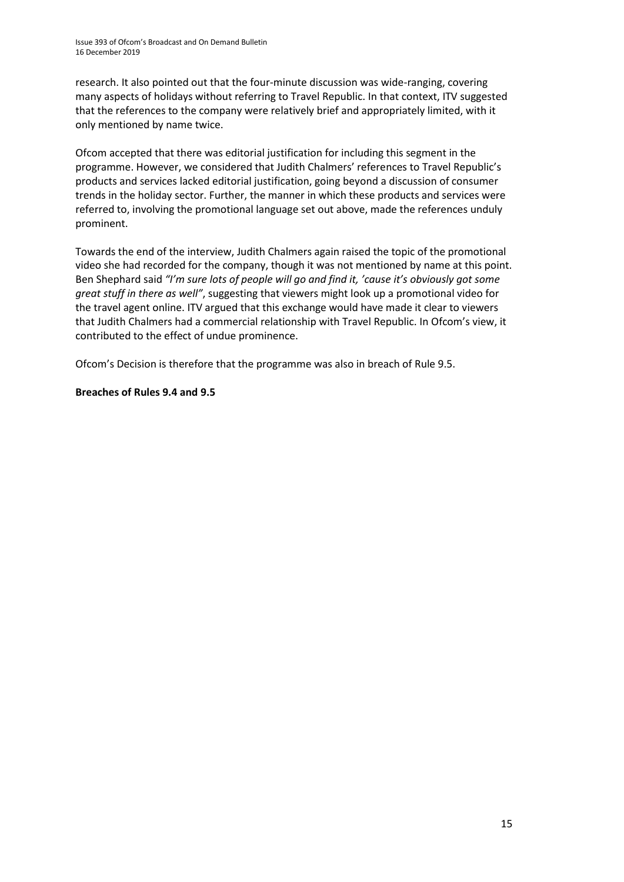research. It also pointed out that the four-minute discussion was wide-ranging, covering many aspects of holidays without referring to Travel Republic. In that context, ITV suggested that the references to the company were relatively brief and appropriately limited, with it only mentioned by name twice.

Ofcom accepted that there was editorial justification for including this segment in the programme. However, we considered that Judith Chalmers' references to Travel Republic's products and services lacked editorial justification, going beyond a discussion of consumer trends in the holiday sector. Further, the manner in which these products and services were referred to, involving the promotional language set out above, made the references unduly prominent.

Towards the end of the interview, Judith Chalmers again raised the topic of the promotional video she had recorded for the company, though it was not mentioned by name at this point. Ben Shephard said *"I'm sure lots of people will go and find it, 'cause it's obviously got some great stuff in there as well"*, suggesting that viewers might look up a promotional video for the travel agent online. ITV argued that this exchange would have made it clear to viewers that Judith Chalmers had a commercial relationship with Travel Republic. In Ofcom's view, it contributed to the effect of undue prominence.

Ofcom's Decision is therefore that the programme was also in breach of Rule 9.5.

**Breaches of Rules 9.4 and 9.5**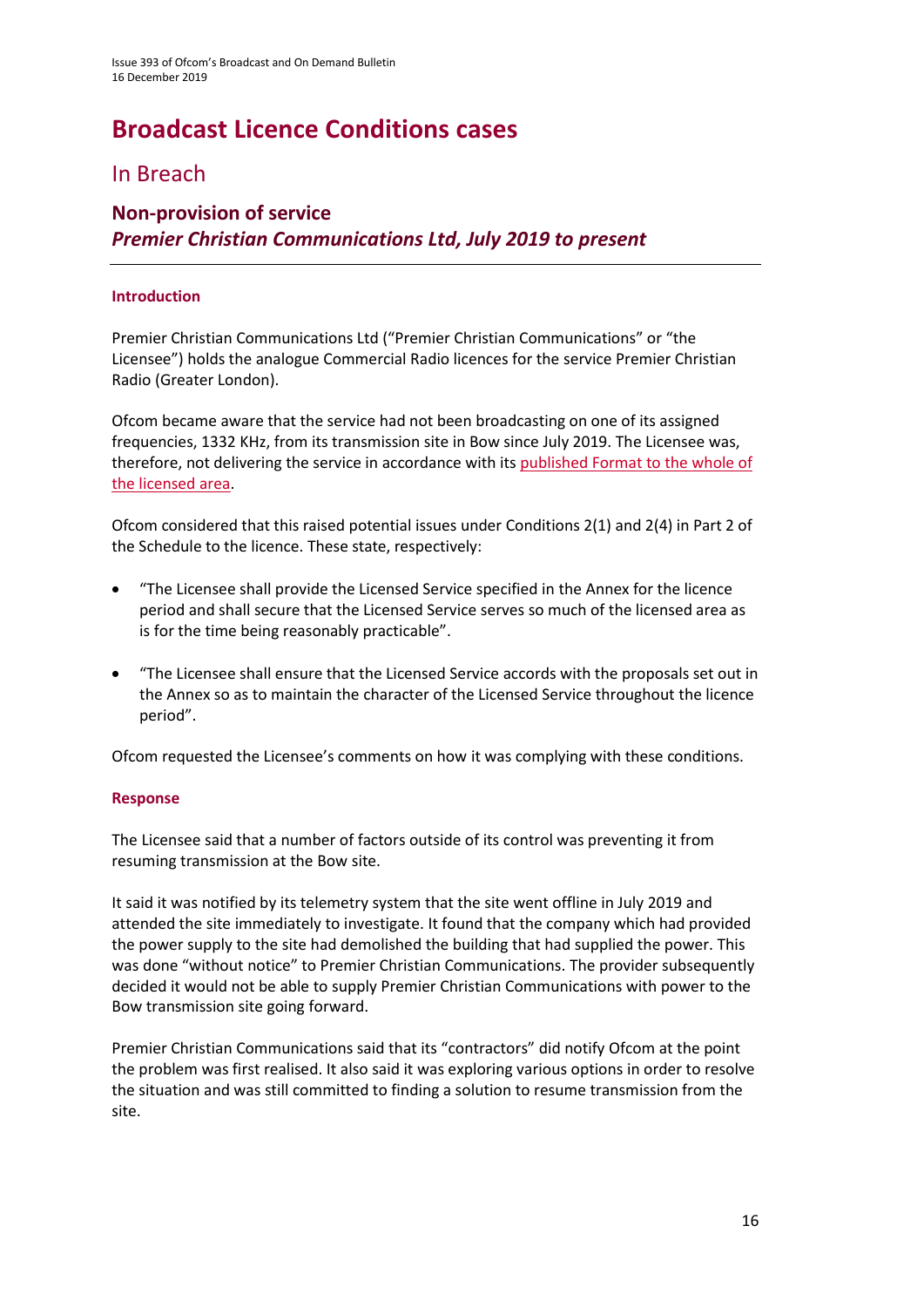# Broadcast Licence Conditions cases

## In Breach

### Non-provision of service
### *Premier Christian Communications Ltd, July 2019 to present*

---

#### Introduction

Premier Christian Communications Ltd ("Premier Christian Communications" or "the Licensee") holds the analogue Commercial Radio licences for the service Premier Christian Radio (Greater London).

Ofcom became aware that the service had not been broadcasting on one of its assigned frequencies, 1332 KHz, from its transmission site in Bow since July 2019. The Licensee was, therefore, not delivering the service in accordance with its published Format to the whole of the licensed area.

Ofcom considered that this raised potential issues under Conditions 2(1) and 2(4) in Part 2 of the Schedule to the licence. These state, respectively:

- "The Licensee shall provide the Licensed Service specified in the Annex for the licence period and shall secure that the Licensed Service serves so much of the licensed area as is for the time being reasonably practicable".
- "The Licensee shall ensure that the Licensed Service accords with the proposals set out in the Annex so as to maintain the character of the Licensed Service throughout the licence period".

Ofcom requested the Licensee's comments on how it was complying with these conditions.

#### Response

The Licensee said that a number of factors outside of its control was preventing it from resuming transmission at the Bow site.

It said it was notified by its telemetry system that the site went offline in July 2019 and attended the site immediately to investigate. It found that the company which had provided the power supply to the site had demolished the building that had supplied the power. This was done "without notice" to Premier Christian Communications. The provider subsequently decided it would not be able to supply Premier Christian Communications with power to the Bow transmission site going forward.

Premier Christian Communications said that its "contractors" did notify Ofcom at the point the problem was first realised. It also said it was exploring various options in order to resolve the situation and was still committed to finding a solution to resume transmission from the site.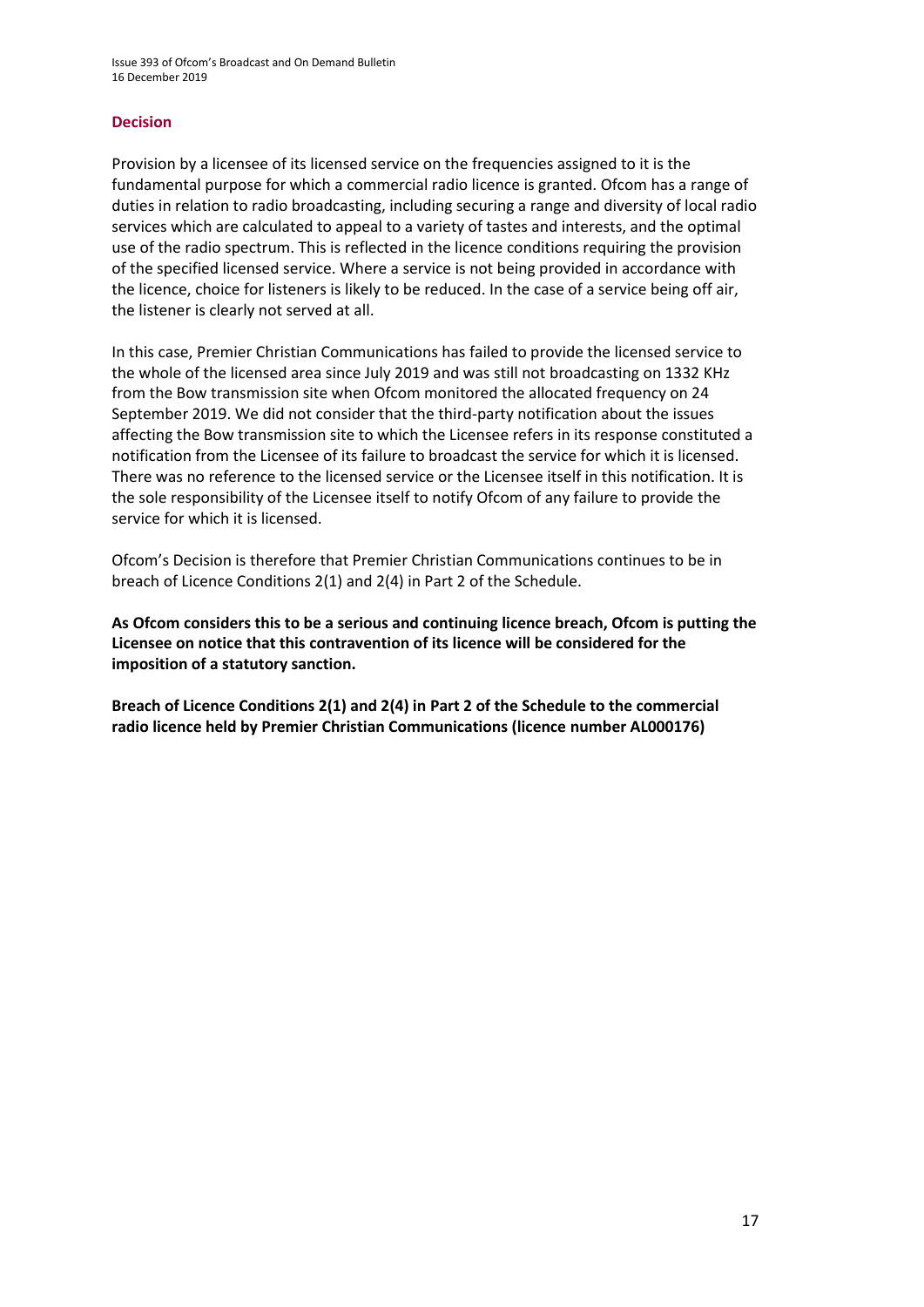## Decision

Provision by a licensee of its licensed service on the frequencies assigned to it is the fundamental purpose for which a commercial radio licence is granted. Ofcom has a range of duties in relation to radio broadcasting, including securing a range and diversity of local radio services which are calculated to appeal to a variety of tastes and interests, and the optimal use of the radio spectrum. This is reflected in the licence conditions requiring the provision of the specified licensed service. Where a service is not being provided in accordance with the licence, choice for listeners is likely to be reduced. In the case of a service being off air, the listener is clearly not served at all.

In this case, Premier Christian Communications has failed to provide the licensed service to the whole of the licensed area since July 2019 and was still not broadcasting on 1332 KHz from the Bow transmission site when Ofcom monitored the allocated frequency on 24 September 2019. We did not consider that the third-party notification about the issues affecting the Bow transmission site to which the Licensee refers in its response constituted a notification from the Licensee of its failure to broadcast the service for which it is licensed. There was no reference to the licensed service or the Licensee itself in this notification. It is the sole responsibility of the Licensee itself to notify Ofcom of any failure to provide the service for which it is licensed.

Ofcom's Decision is therefore that Premier Christian Communications continues to be in breach of Licence Conditions 2(1) and 2(4) in Part 2 of the Schedule.

**As Ofcom considers this to be a serious and continuing licence breach, Ofcom is putting the Licensee on notice that this contravention of its licence will be considered for the imposition of a statutory sanction.**

**Breach of Licence Conditions 2(1) and 2(4) in Part 2 of the Schedule to the commercial radio licence held by Premier Christian Communications (licence number AL000176)**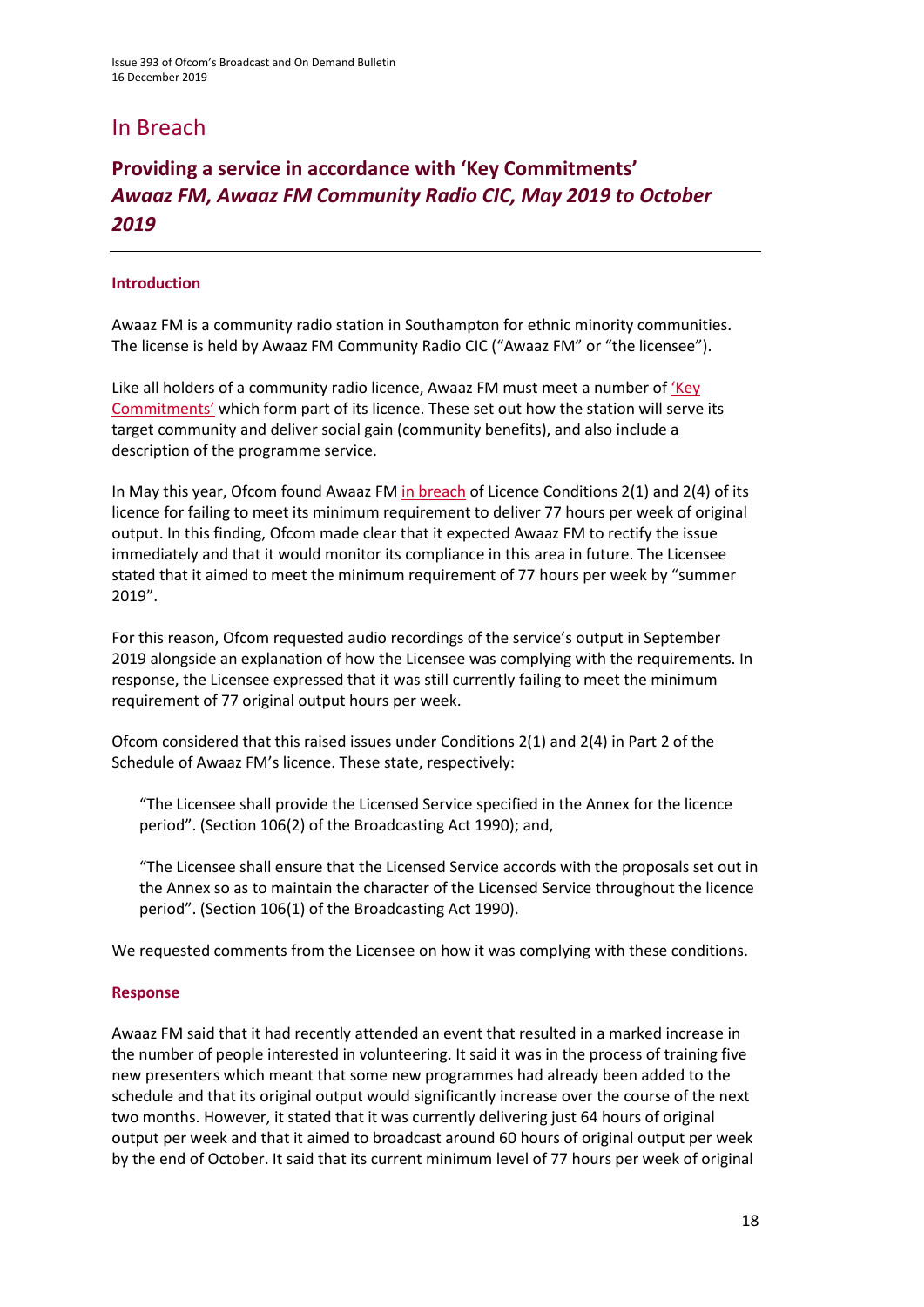# In Breach

## Providing a service in accordance with 'Key Commitments'
## *Awaaz FM, Awaaz FM Community Radio CIC, May 2019 to October 2019*

### Introduction

Awaaz FM is a community radio station in Southampton for ethnic minority communities. The license is held by Awaaz FM Community Radio CIC ("Awaaz FM" or "the licensee").

Like all holders of a community radio licence, Awaaz FM must meet a number of 'Key Commitments' which form part of its licence. These set out how the station will serve its target community and deliver social gain (community benefits), and also include a description of the programme service.

In May this year, Ofcom found Awaaz FM in breach of Licence Conditions 2(1) and 2(4) of its licence for failing to meet its minimum requirement to deliver 77 hours per week of original output. In this finding, Ofcom made clear that it expected Awaaz FM to rectify the issue immediately and that it would monitor its compliance in this area in future. The Licensee stated that it aimed to meet the minimum requirement of 77 hours per week by "summer 2019".

For this reason, Ofcom requested audio recordings of the service's output in September 2019 alongside an explanation of how the Licensee was complying with the requirements. In response, the Licensee expressed that it was still currently failing to meet the minimum requirement of 77 original output hours per week.

Ofcom considered that this raised issues under Conditions 2(1) and 2(4) in Part 2 of the Schedule of Awaaz FM's licence. These state, respectively:

> "The Licensee shall provide the Licensed Service specified in the Annex for the licence period". (Section 106(2) of the Broadcasting Act 1990); and,
>
> "The Licensee shall ensure that the Licensed Service accords with the proposals set out in the Annex so as to maintain the character of the Licensed Service throughout the licence period". (Section 106(1) of the Broadcasting Act 1990).

We requested comments from the Licensee on how it was complying with these conditions.

### Response

Awaaz FM said that it had recently attended an event that resulted in a marked increase in the number of people interested in volunteering. It said it was in the process of training five new presenters which meant that some new programmes had already been added to the schedule and that its original output would significantly increase over the course of the next two months. However, it stated that it was currently delivering just 64 hours of original output per week and that it aimed to broadcast around 60 hours of original output per week by the end of October. It said that its current minimum level of 77 hours per week of original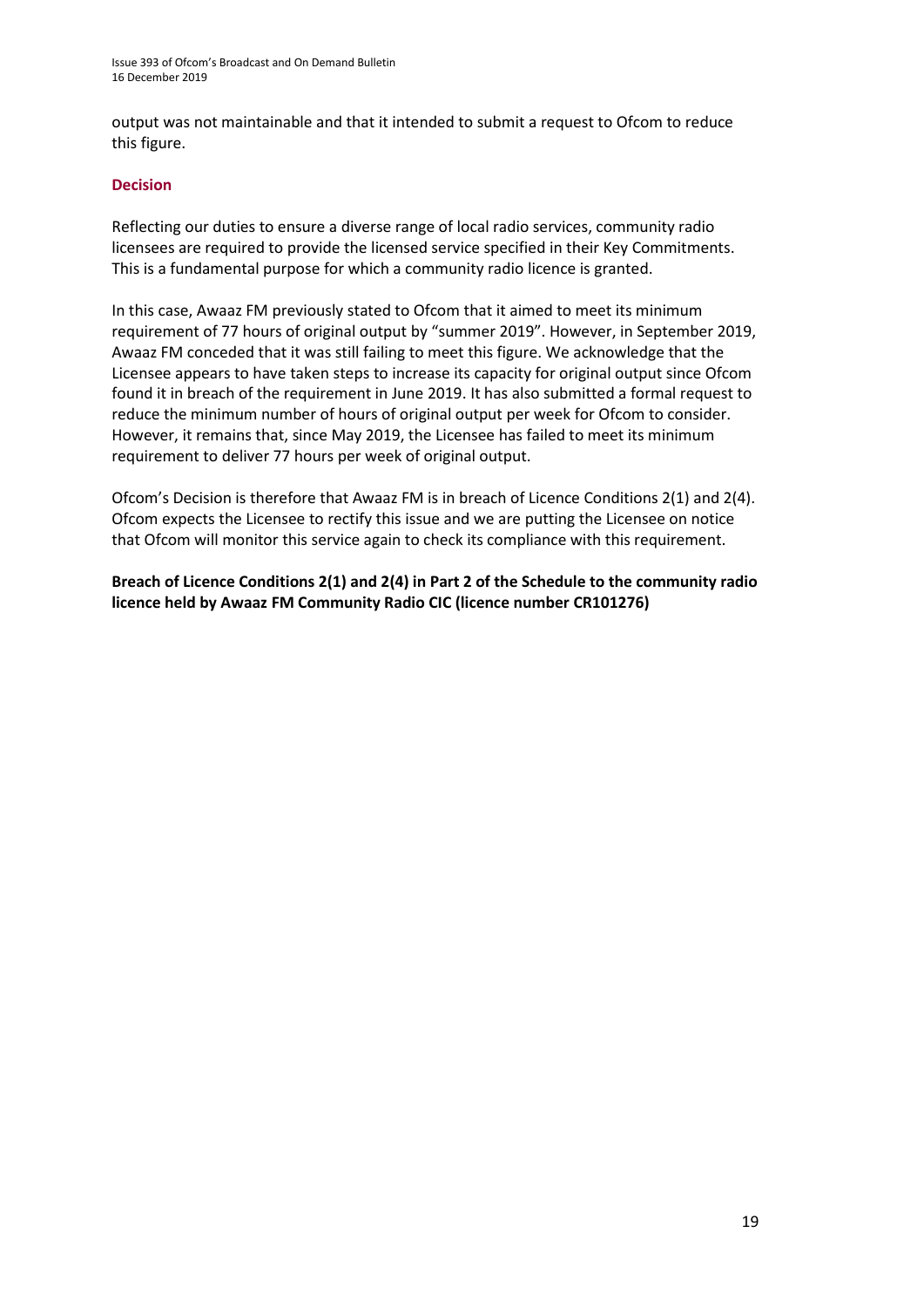output was not maintainable and that it intended to submit a request to Ofcom to reduce this figure.

### Decision

Reflecting our duties to ensure a diverse range of local radio services, community radio licensees are required to provide the licensed service specified in their Key Commitments. This is a fundamental purpose for which a community radio licence is granted.

In this case, Awaaz FM previously stated to Ofcom that it aimed to meet its minimum requirement of 77 hours of original output by "summer 2019". However, in September 2019, Awaaz FM conceded that it was still failing to meet this figure. We acknowledge that the Licensee appears to have taken steps to increase its capacity for original output since Ofcom found it in breach of the requirement in June 2019. It has also submitted a formal request to reduce the minimum number of hours of original output per week for Ofcom to consider. However, it remains that, since May 2019, the Licensee has failed to meet its minimum requirement to deliver 77 hours per week of original output.

Ofcom's Decision is therefore that Awaaz FM is in breach of Licence Conditions 2(1) and 2(4). Ofcom expects the Licensee to rectify this issue and we are putting the Licensee on notice that Ofcom will monitor this service again to check its compliance with this requirement.

**Breach of Licence Conditions 2(1) and 2(4) in Part 2 of the Schedule to the community radio licence held by Awaaz FM Community Radio CIC (licence number CR101276)**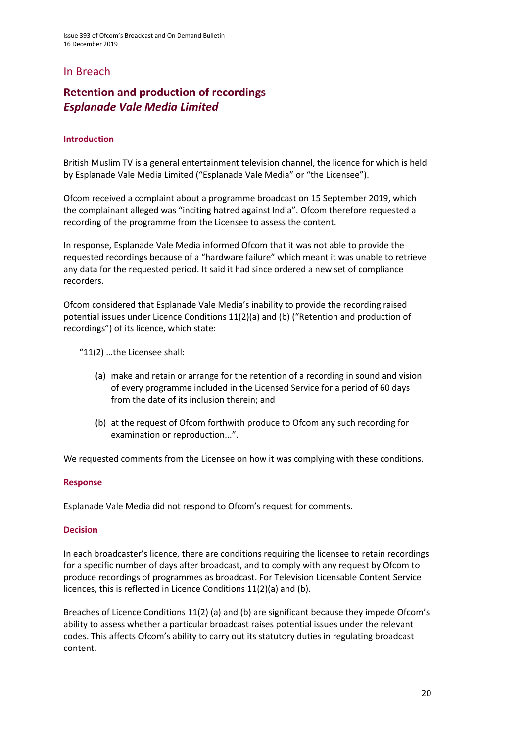## In Breach

# Retention and production of recordings
## *Esplanade Vale Media Limited*

### Introduction

British Muslim TV is a general entertainment television channel, the licence for which is held by Esplanade Vale Media Limited ("Esplanade Vale Media" or "the Licensee").

Ofcom received a complaint about a programme broadcast on 15 September 2019, which the complainant alleged was "inciting hatred against India". Ofcom therefore requested a recording of the programme from the Licensee to assess the content.

In response, Esplanade Vale Media informed Ofcom that it was not able to provide the requested recordings because of a "hardware failure" which meant it was unable to retrieve any data for the requested period. It said it had since ordered a new set of compliance recorders.

Ofcom considered that Esplanade Vale Media's inability to provide the recording raised potential issues under Licence Conditions 11(2)(a) and (b) ("Retention and production of recordings") of its licence, which state:

"11(2) …the Licensee shall:

(a) make and retain or arrange for the retention of a recording in sound and vision of every programme included in the Licensed Service for a period of 60 days from the date of its inclusion therein; and

(b) at the request of Ofcom forthwith produce to Ofcom any such recording for examination or reproduction...".

We requested comments from the Licensee on how it was complying with these conditions.

### Response

Esplanade Vale Media did not respond to Ofcom's request for comments.

### Decision

In each broadcaster's licence, there are conditions requiring the licensee to retain recordings for a specific number of days after broadcast, and to comply with any request by Ofcom to produce recordings of programmes as broadcast. For Television Licensable Content Service licences, this is reflected in Licence Conditions 11(2)(a) and (b).

Breaches of Licence Conditions 11(2) (a) and (b) are significant because they impede Ofcom's ability to assess whether a particular broadcast raises potential issues under the relevant codes. This affects Ofcom's ability to carry out its statutory duties in regulating broadcast content.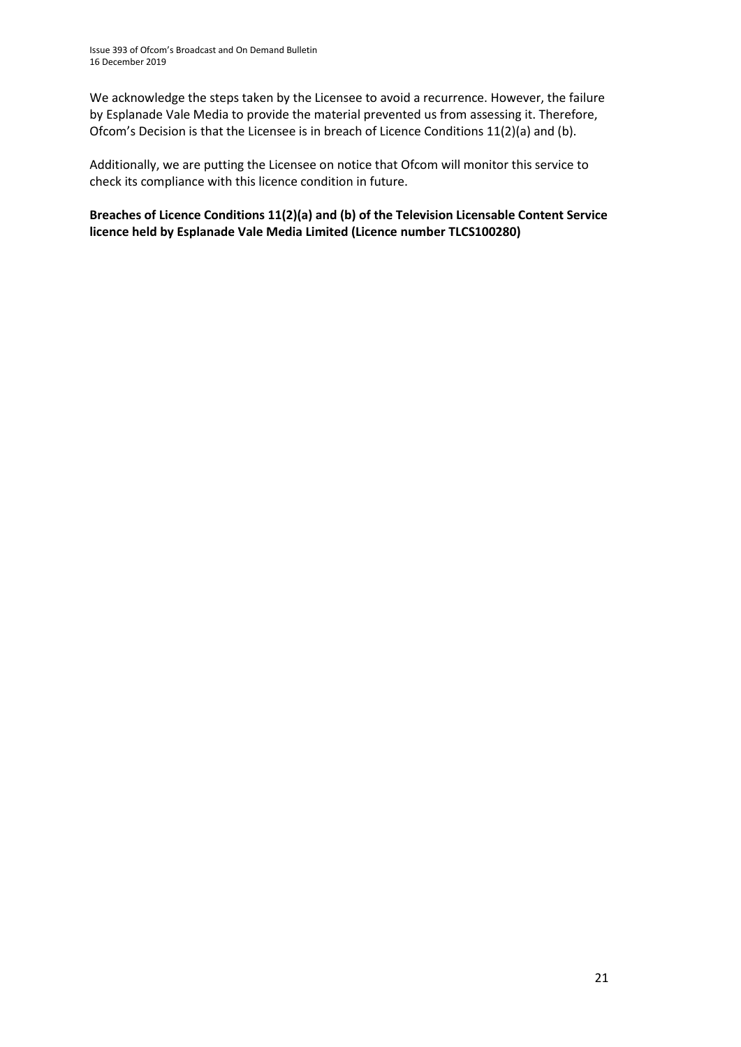We acknowledge the steps taken by the Licensee to avoid a recurrence. However, the failure by Esplanade Vale Media to provide the material prevented us from assessing it. Therefore, Ofcom's Decision is that the Licensee is in breach of Licence Conditions 11(2)(a) and (b).

Additionally, we are putting the Licensee on notice that Ofcom will monitor this service to check its compliance with this licence condition in future.

**Breaches of Licence Conditions 11(2)(a) and (b) of the Television Licensable Content Service licence held by Esplanade Vale Media Limited (Licence number TLCS100280)**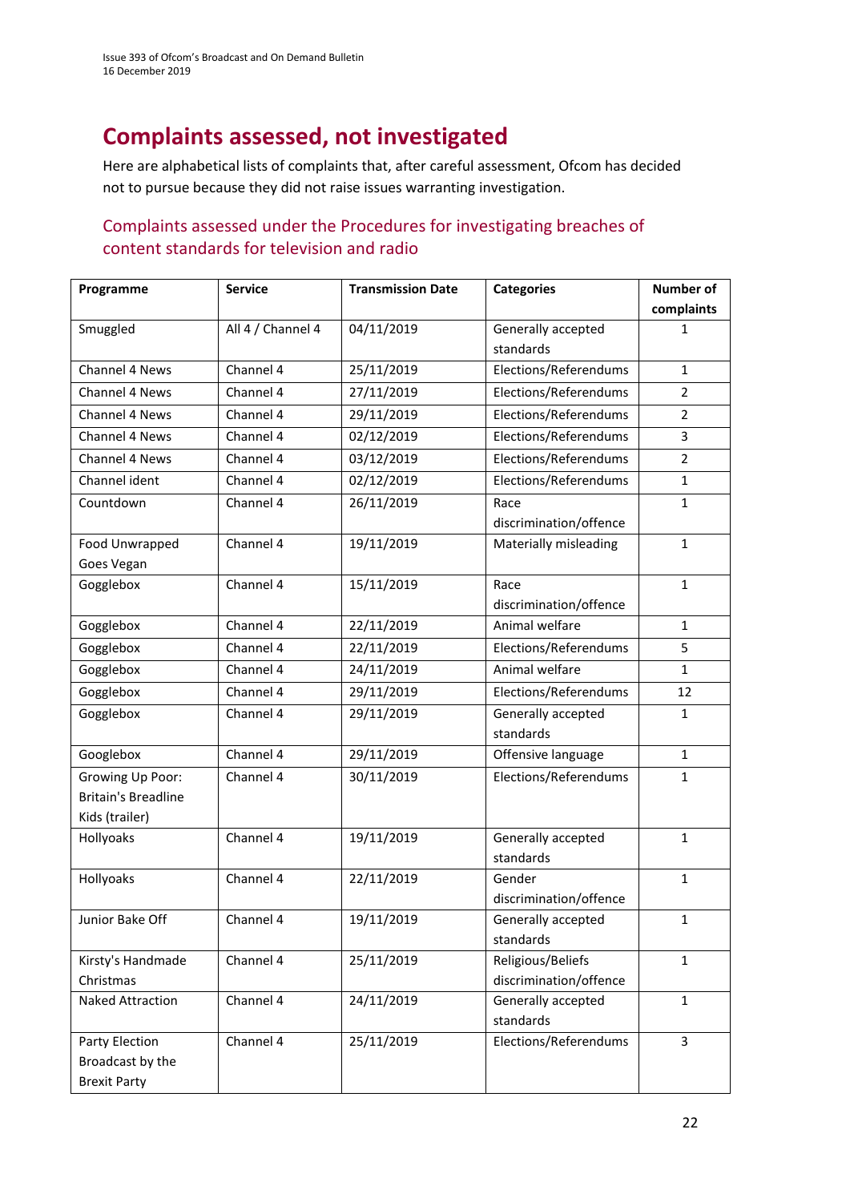# Complaints assessed, not investigated

Here are alphabetical lists of complaints that, after careful assessment, Ofcom has decided not to pursue because they did not raise issues warranting investigation.

## Complaints assessed under the Procedures for investigating breaches of content standards for television and radio

| Programme | Service | Transmission Date | Categories | Number of complaints |
|---|---|---|---|---|
| Smuggled | All 4 / Channel 4 | 04/11/2019 | Generally accepted standards | 1 |
| Channel 4 News | Channel 4 | 25/11/2019 | Elections/Referendums | 1 |
| Channel 4 News | Channel 4 | 27/11/2019 | Elections/Referendums | 2 |
| Channel 4 News | Channel 4 | 29/11/2019 | Elections/Referendums | 2 |
| Channel 4 News | Channel 4 | 02/12/2019 | Elections/Referendums | 3 |
| Channel 4 News | Channel 4 | 03/12/2019 | Elections/Referendums | 2 |
| Channel ident | Channel 4 | 02/12/2019 | Elections/Referendums | 1 |
| Countdown | Channel 4 | 26/11/2019 | Race discrimination/offence | 1 |
| Food Unwrapped Goes Vegan | Channel 4 | 19/11/2019 | Materially misleading | 1 |
| Gogglebox | Channel 4 | 15/11/2019 | Race discrimination/offence | 1 |
| Gogglebox | Channel 4 | 22/11/2019 | Animal welfare | 1 |
| Gogglebox | Channel 4 | 22/11/2019 | Elections/Referendums | 5 |
| Gogglebox | Channel 4 | 24/11/2019 | Animal welfare | 1 |
| Gogglebox | Channel 4 | 29/11/2019 | Elections/Referendums | 12 |
| Gogglebox | Channel 4 | 29/11/2019 | Generally accepted standards | 1 |
| Googlebox | Channel 4 | 29/11/2019 | Offensive language | 1 |
| Growing Up Poor: Britain's Breadline Kids (trailer) | Channel 4 | 30/11/2019 | Elections/Referendums | 1 |
| Hollyoaks | Channel 4 | 19/11/2019 | Generally accepted standards | 1 |
| Hollyoaks | Channel 4 | 22/11/2019 | Gender discrimination/offence | 1 |
| Junior Bake Off | Channel 4 | 19/11/2019 | Generally accepted standards | 1 |
| Kirsty's Handmade Christmas | Channel 4 | 25/11/2019 | Religious/Beliefs discrimination/offence | 1 |
| Naked Attraction | Channel 4 | 24/11/2019 | Generally accepted standards | 1 |
| Party Election Broadcast by the Brexit Party | Channel 4 | 25/11/2019 | Elections/Referendums | 3 |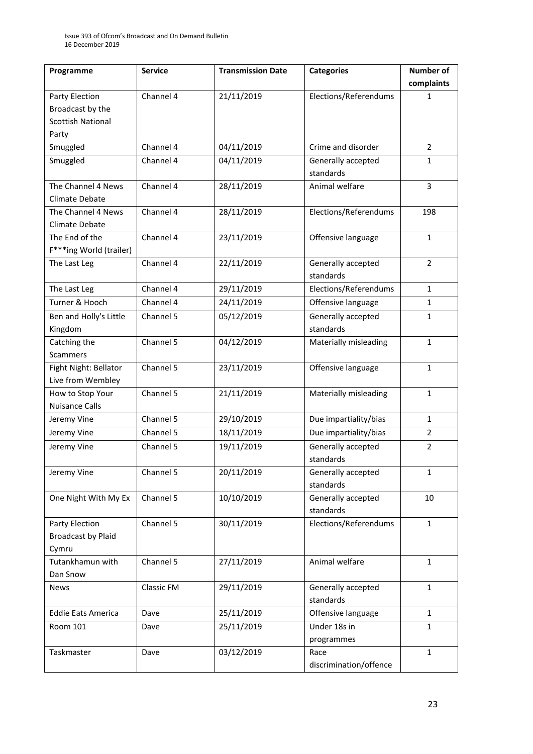| Programme | Service | Transmission Date | Categories | Number of complaints |
|---|---|---|---|---|
| Party Election Broadcast by the Scottish National Party | Channel 4 | 21/11/2019 | Elections/Referendums | 1 |
| Smuggled | Channel 4 | 04/11/2019 | Crime and disorder | 2 |
| Smuggled | Channel 4 | 04/11/2019 | Generally accepted standards | 1 |
| The Channel 4 News Climate Debate | Channel 4 | 28/11/2019 | Animal welfare | 3 |
| The Channel 4 News Climate Debate | Channel 4 | 28/11/2019 | Elections/Referendums | 198 |
| The End of the F***ing World (trailer) | Channel 4 | 23/11/2019 | Offensive language | 1 |
| The Last Leg | Channel 4 | 22/11/2019 | Generally accepted standards | 2 |
| The Last Leg | Channel 4 | 29/11/2019 | Elections/Referendums | 1 |
| Turner & Hooch | Channel 4 | 24/11/2019 | Offensive language | 1 |
| Ben and Holly's Little Kingdom | Channel 5 | 05/12/2019 | Generally accepted standards | 1 |
| Catching the Scammers | Channel 5 | 04/12/2019 | Materially misleading | 1 |
| Fight Night: Bellator Live from Wembley | Channel 5 | 23/11/2019 | Offensive language | 1 |
| How to Stop Your Nuisance Calls | Channel 5 | 21/11/2019 | Materially misleading | 1 |
| Jeremy Vine | Channel 5 | 29/10/2019 | Due impartiality/bias | 1 |
| Jeremy Vine | Channel 5 | 18/11/2019 | Due impartiality/bias | 2 |
| Jeremy Vine | Channel 5 | 19/11/2019 | Generally accepted standards | 2 |
| Jeremy Vine | Channel 5 | 20/11/2019 | Generally accepted standards | 1 |
| One Night With My Ex | Channel 5 | 10/10/2019 | Generally accepted standards | 10 |
| Party Election Broadcast by Plaid Cymru | Channel 5 | 30/11/2019 | Elections/Referendums | 1 |
| Tutankhamun with Dan Snow | Channel 5 | 27/11/2019 | Animal welfare | 1 |
| News | Classic FM | 29/11/2019 | Generally accepted standards | 1 |
| Eddie Eats America | Dave | 25/11/2019 | Offensive language | 1 |
| Room 101 | Dave | 25/11/2019 | Under 18s in programmes | 1 |
| Taskmaster | Dave | 03/12/2019 | Race discrimination/offence | 1 |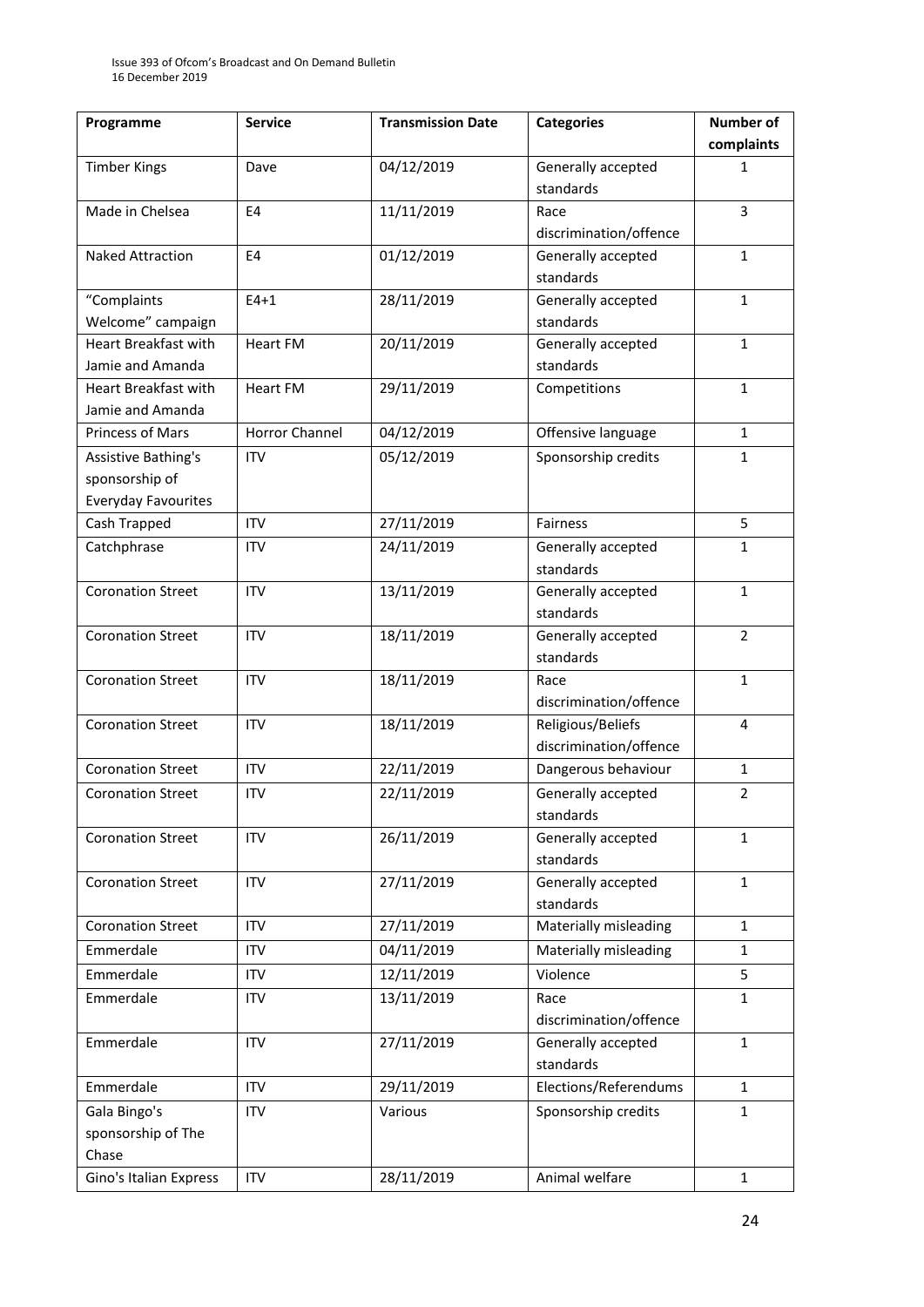| Programme | Service | Transmission Date | Categories | Number of complaints |
|---|---|---|---|---|
| Timber Kings | Dave | 04/12/2019 | Generally accepted standards | 1 |
| Made in Chelsea | E4 | 11/11/2019 | Race discrimination/offence | 3 |
| Naked Attraction | E4 | 01/12/2019 | Generally accepted standards | 1 |
| "Complaints Welcome" campaign | E4+1 | 28/11/2019 | Generally accepted standards | 1 |
| Heart Breakfast with Jamie and Amanda | Heart FM | 20/11/2019 | Generally accepted standards | 1 |
| Heart Breakfast with Jamie and Amanda | Heart FM | 29/11/2019 | Competitions | 1 |
| Princess of Mars | Horror Channel | 04/12/2019 | Offensive language | 1 |
| Assistive Bathing's sponsorship of Everyday Favourites | ITV | 05/12/2019 | Sponsorship credits | 1 |
| Cash Trapped | ITV | 27/11/2019 | Fairness | 5 |
| Catchphrase | ITV | 24/11/2019 | Generally accepted standards | 1 |
| Coronation Street | ITV | 13/11/2019 | Generally accepted standards | 1 |
| Coronation Street | ITV | 18/11/2019 | Generally accepted standards | 2 |
| Coronation Street | ITV | 18/11/2019 | Race discrimination/offence | 1 |
| Coronation Street | ITV | 18/11/2019 | Religious/Beliefs discrimination/offence | 4 |
| Coronation Street | ITV | 22/11/2019 | Dangerous behaviour | 1 |
| Coronation Street | ITV | 22/11/2019 | Generally accepted standards | 2 |
| Coronation Street | ITV | 26/11/2019 | Generally accepted standards | 1 |
| Coronation Street | ITV | 27/11/2019 | Generally accepted standards | 1 |
| Coronation Street | ITV | 27/11/2019 | Materially misleading | 1 |
| Emmerdale | ITV | 04/11/2019 | Materially misleading | 1 |
| Emmerdale | ITV | 12/11/2019 | Violence | 5 |
| Emmerdale | ITV | 13/11/2019 | Race discrimination/offence | 1 |
| Emmerdale | ITV | 27/11/2019 | Generally accepted standards | 1 |
| Emmerdale | ITV | 29/11/2019 | Elections/Referendums | 1 |
| Gala Bingo's sponsorship of The Chase | ITV | Various | Sponsorship credits | 1 |
| Gino's Italian Express | ITV | 28/11/2019 | Animal welfare | 1 |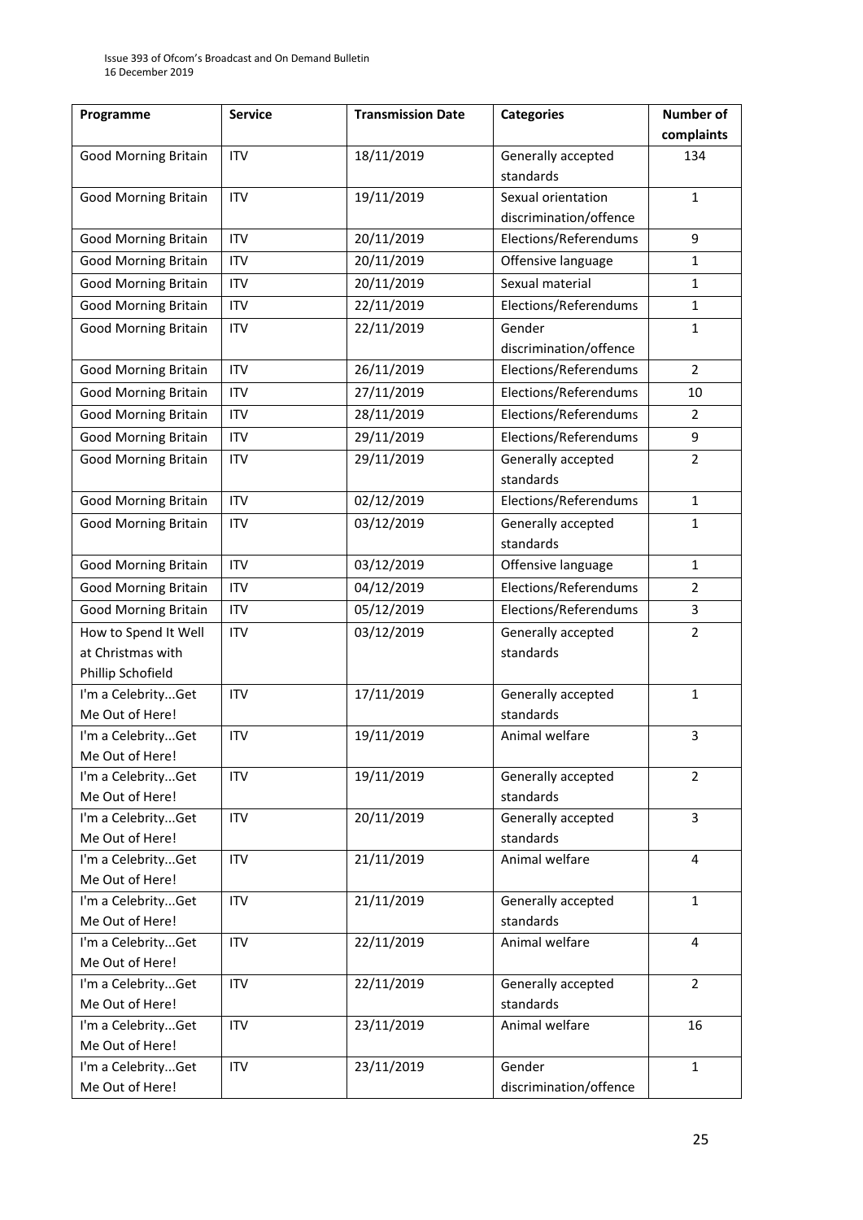| Programme | Service | Transmission Date | Categories | Number of complaints |
|---|---|---|---|---|
| Good Morning Britain | ITV | 18/11/2019 | Generally accepted standards | 134 |
| Good Morning Britain | ITV | 19/11/2019 | Sexual orientation discrimination/offence | 1 |
| Good Morning Britain | ITV | 20/11/2019 | Elections/Referendums | 9 |
| Good Morning Britain | ITV | 20/11/2019 | Offensive language | 1 |
| Good Morning Britain | ITV | 20/11/2019 | Sexual material | 1 |
| Good Morning Britain | ITV | 22/11/2019 | Elections/Referendums | 1 |
| Good Morning Britain | ITV | 22/11/2019 | Gender discrimination/offence | 1 |
| Good Morning Britain | ITV | 26/11/2019 | Elections/Referendums | 2 |
| Good Morning Britain | ITV | 27/11/2019 | Elections/Referendums | 10 |
| Good Morning Britain | ITV | 28/11/2019 | Elections/Referendums | 2 |
| Good Morning Britain | ITV | 29/11/2019 | Elections/Referendums | 9 |
| Good Morning Britain | ITV | 29/11/2019 | Generally accepted standards | 2 |
| Good Morning Britain | ITV | 02/12/2019 | Elections/Referendums | 1 |
| Good Morning Britain | ITV | 03/12/2019 | Generally accepted standards | 1 |
| Good Morning Britain | ITV | 03/12/2019 | Offensive language | 1 |
| Good Morning Britain | ITV | 04/12/2019 | Elections/Referendums | 2 |
| Good Morning Britain | ITV | 05/12/2019 | Elections/Referendums | 3 |
| How to Spend It Well at Christmas with Phillip Schofield | ITV | 03/12/2019 | Generally accepted standards | 2 |
| I'm a Celebrity...Get Me Out of Here! | ITV | 17/11/2019 | Generally accepted standards | 1 |
| I'm a Celebrity...Get Me Out of Here! | ITV | 19/11/2019 | Animal welfare | 3 |
| I'm a Celebrity...Get Me Out of Here! | ITV | 19/11/2019 | Generally accepted standards | 2 |
| I'm a Celebrity...Get Me Out of Here! | ITV | 20/11/2019 | Generally accepted standards | 3 |
| I'm a Celebrity...Get Me Out of Here! | ITV | 21/11/2019 | Animal welfare | 4 |
| I'm a Celebrity...Get Me Out of Here! | ITV | 21/11/2019 | Generally accepted standards | 1 |
| I'm a Celebrity...Get Me Out of Here! | ITV | 22/11/2019 | Animal welfare | 4 |
| I'm a Celebrity...Get Me Out of Here! | ITV | 22/11/2019 | Generally accepted standards | 2 |
| I'm a Celebrity...Get Me Out of Here! | ITV | 23/11/2019 | Animal welfare | 16 |
| I'm a Celebrity...Get Me Out of Here! | ITV | 23/11/2019 | Gender discrimination/offence | 1 |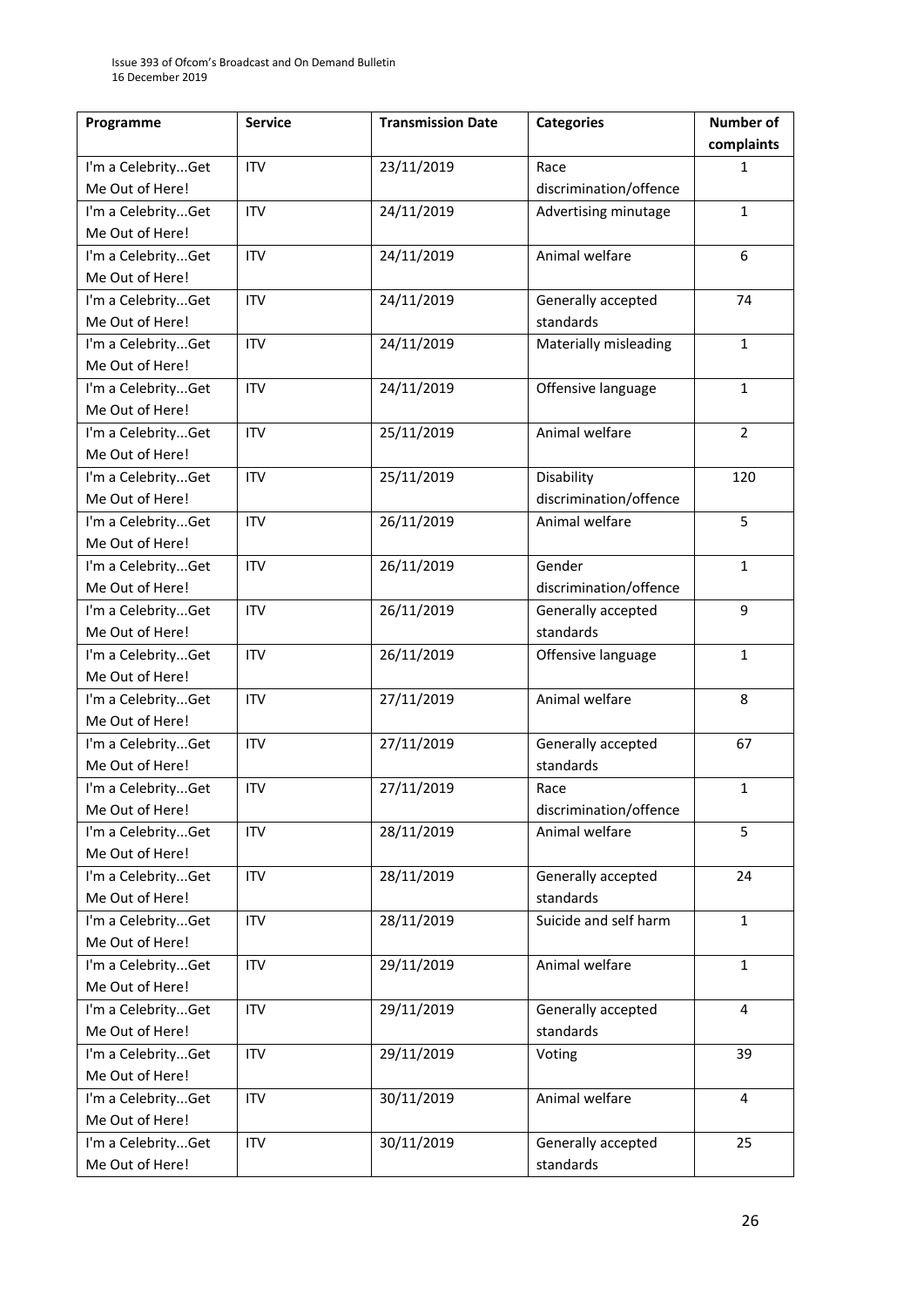| Programme | Service | Transmission Date | Categories | Number of complaints |
| --- | --- | --- | --- | --- |
| I'm a Celebrity...Get Me Out of Here! | ITV | 23/11/2019 | Race discrimination/offence | 1 |
| I'm a Celebrity...Get Me Out of Here! | ITV | 24/11/2019 | Advertising minutage | 1 |
| I'm a Celebrity...Get Me Out of Here! | ITV | 24/11/2019 | Animal welfare | 6 |
| I'm a Celebrity...Get Me Out of Here! | ITV | 24/11/2019 | Generally accepted standards | 74 |
| I'm a Celebrity...Get Me Out of Here! | ITV | 24/11/2019 | Materially misleading | 1 |
| I'm a Celebrity...Get Me Out of Here! | ITV | 24/11/2019 | Offensive language | 1 |
| I'm a Celebrity...Get Me Out of Here! | ITV | 25/11/2019 | Animal welfare | 2 |
| I'm a Celebrity...Get Me Out of Here! | ITV | 25/11/2019 | Disability discrimination/offence | 120 |
| I'm a Celebrity...Get Me Out of Here! | ITV | 26/11/2019 | Animal welfare | 5 |
| I'm a Celebrity...Get Me Out of Here! | ITV | 26/11/2019 | Gender discrimination/offence | 1 |
| I'm a Celebrity...Get Me Out of Here! | ITV | 26/11/2019 | Generally accepted standards | 9 |
| I'm a Celebrity...Get Me Out of Here! | ITV | 26/11/2019 | Offensive language | 1 |
| I'm a Celebrity...Get Me Out of Here! | ITV | 27/11/2019 | Animal welfare | 8 |
| I'm a Celebrity...Get Me Out of Here! | ITV | 27/11/2019 | Generally accepted standards | 67 |
| I'm a Celebrity...Get Me Out of Here! | ITV | 27/11/2019 | Race discrimination/offence | 1 |
| I'm a Celebrity...Get Me Out of Here! | ITV | 28/11/2019 | Animal welfare | 5 |
| I'm a Celebrity...Get Me Out of Here! | ITV | 28/11/2019 | Generally accepted standards | 24 |
| I'm a Celebrity...Get Me Out of Here! | ITV | 28/11/2019 | Suicide and self harm | 1 |
| I'm a Celebrity...Get Me Out of Here! | ITV | 29/11/2019 | Animal welfare | 1 |
| I'm a Celebrity...Get Me Out of Here! | ITV | 29/11/2019 | Generally accepted standards | 4 |
| I'm a Celebrity...Get Me Out of Here! | ITV | 29/11/2019 | Voting | 39 |
| I'm a Celebrity...Get Me Out of Here! | ITV | 30/11/2019 | Animal welfare | 4 |
| I'm a Celebrity...Get Me Out of Here! | ITV | 30/11/2019 | Generally accepted standards | 25 |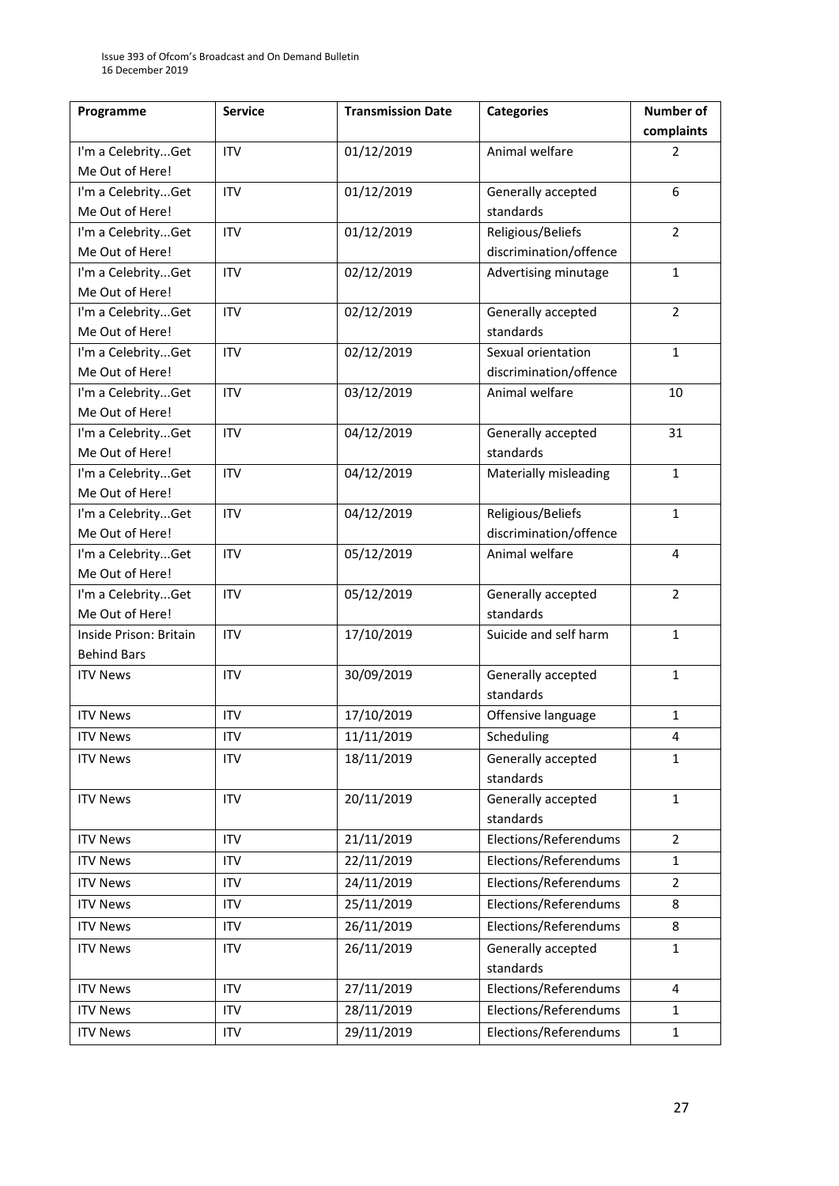| Programme | Service | Transmission Date | Categories | Number of complaints |
|---|---|---|---|---|
| I'm a Celebrity...Get Me Out of Here! | ITV | 01/12/2019 | Animal welfare | 2 |
| I'm a Celebrity...Get Me Out of Here! | ITV | 01/12/2019 | Generally accepted standards | 6 |
| I'm a Celebrity...Get Me Out of Here! | ITV | 01/12/2019 | Religious/Beliefs discrimination/offence | 2 |
| I'm a Celebrity...Get Me Out of Here! | ITV | 02/12/2019 | Advertising minutage | 1 |
| I'm a Celebrity...Get Me Out of Here! | ITV | 02/12/2019 | Generally accepted standards | 2 |
| I'm a Celebrity...Get Me Out of Here! | ITV | 02/12/2019 | Sexual orientation discrimination/offence | 1 |
| I'm a Celebrity...Get Me Out of Here! | ITV | 03/12/2019 | Animal welfare | 10 |
| I'm a Celebrity...Get Me Out of Here! | ITV | 04/12/2019 | Generally accepted standards | 31 |
| I'm a Celebrity...Get Me Out of Here! | ITV | 04/12/2019 | Materially misleading | 1 |
| I'm a Celebrity...Get Me Out of Here! | ITV | 04/12/2019 | Religious/Beliefs discrimination/offence | 1 |
| I'm a Celebrity...Get Me Out of Here! | ITV | 05/12/2019 | Animal welfare | 4 |
| I'm a Celebrity...Get Me Out of Here! | ITV | 05/12/2019 | Generally accepted standards | 2 |
| Inside Prison: Britain Behind Bars | ITV | 17/10/2019 | Suicide and self harm | 1 |
| ITV News | ITV | 30/09/2019 | Generally accepted standards | 1 |
| ITV News | ITV | 17/10/2019 | Offensive language | 1 |
| ITV News | ITV | 11/11/2019 | Scheduling | 4 |
| ITV News | ITV | 18/11/2019 | Generally accepted standards | 1 |
| ITV News | ITV | 20/11/2019 | Generally accepted standards | 1 |
| ITV News | ITV | 21/11/2019 | Elections/Referendums | 2 |
| ITV News | ITV | 22/11/2019 | Elections/Referendums | 1 |
| ITV News | ITV | 24/11/2019 | Elections/Referendums | 2 |
| ITV News | ITV | 25/11/2019 | Elections/Referendums | 8 |
| ITV News | ITV | 26/11/2019 | Elections/Referendums | 8 |
| ITV News | ITV | 26/11/2019 | Generally accepted standards | 1 |
| ITV News | ITV | 27/11/2019 | Elections/Referendums | 4 |
| ITV News | ITV | 28/11/2019 | Elections/Referendums | 1 |
| ITV News | ITV | 29/11/2019 | Elections/Referendums | 1 |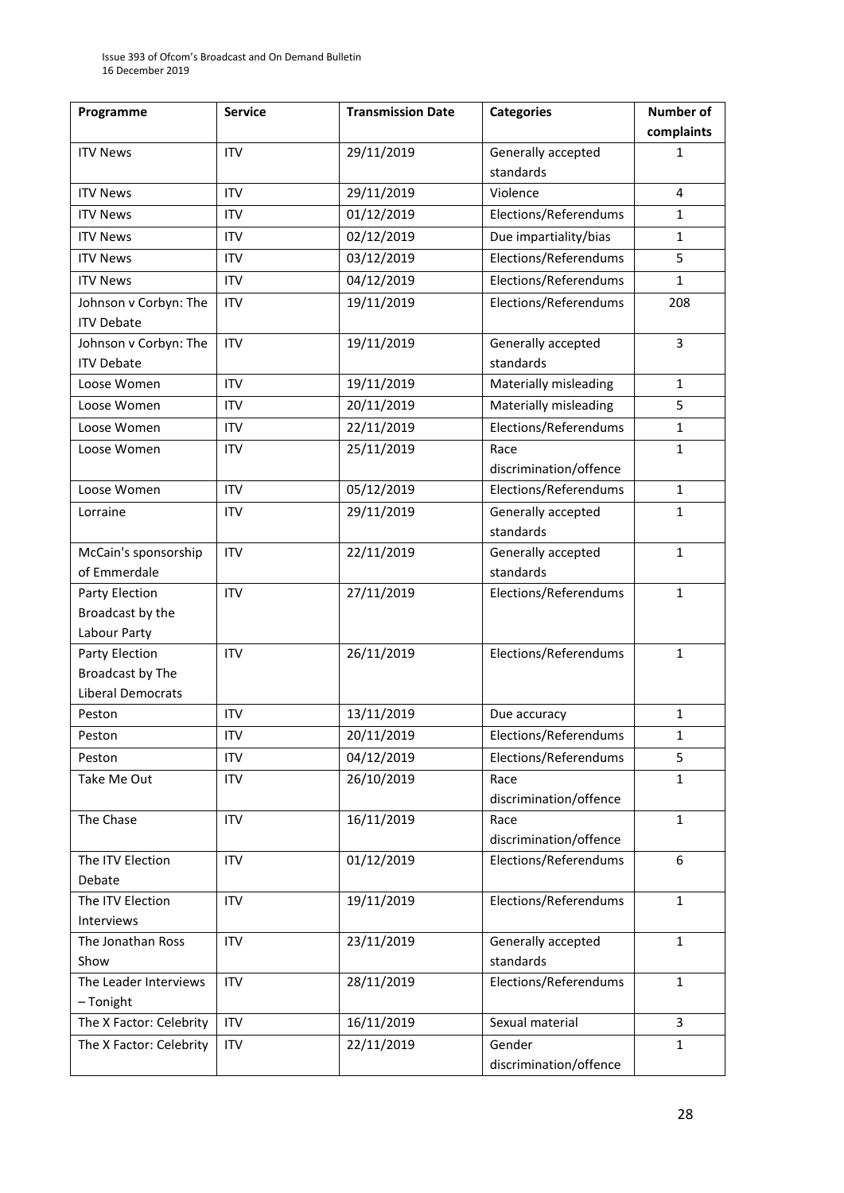| Programme | Service | Transmission Date | Categories | Number of complaints |
|---|---|---|---|---|
| ITV News | ITV | 29/11/2019 | Generally accepted standards | 1 |
| ITV News | ITV | 29/11/2019 | Violence | 4 |
| ITV News | ITV | 01/12/2019 | Elections/Referendums | 1 |
| ITV News | ITV | 02/12/2019 | Due impartiality/bias | 1 |
| ITV News | ITV | 03/12/2019 | Elections/Referendums | 5 |
| ITV News | ITV | 04/12/2019 | Elections/Referendums | 1 |
| Johnson v Corbyn: The ITV Debate | ITV | 19/11/2019 | Elections/Referendums | 208 |
| Johnson v Corbyn: The ITV Debate | ITV | 19/11/2019 | Generally accepted standards | 3 |
| Loose Women | ITV | 19/11/2019 | Materially misleading | 1 |
| Loose Women | ITV | 20/11/2019 | Materially misleading | 5 |
| Loose Women | ITV | 22/11/2019 | Elections/Referendums | 1 |
| Loose Women | ITV | 25/11/2019 | Race discrimination/offence | 1 |
| Loose Women | ITV | 05/12/2019 | Elections/Referendums | 1 |
| Lorraine | ITV | 29/11/2019 | Generally accepted standards | 1 |
| McCain's sponsorship of Emmerdale | ITV | 22/11/2019 | Generally accepted standards | 1 |
| Party Election Broadcast by the Labour Party | ITV | 27/11/2019 | Elections/Referendums | 1 |
| Party Election Broadcast by The Liberal Democrats | ITV | 26/11/2019 | Elections/Referendums | 1 |
| Peston | ITV | 13/11/2019 | Due accuracy | 1 |
| Peston | ITV | 20/11/2019 | Elections/Referendums | 1 |
| Peston | ITV | 04/12/2019 | Elections/Referendums | 5 |
| Take Me Out | ITV | 26/10/2019 | Race discrimination/offence | 1 |
| The Chase | ITV | 16/11/2019 | Race discrimination/offence | 1 |
| The ITV Election Debate | ITV | 01/12/2019 | Elections/Referendums | 6 |
| The ITV Election Interviews | ITV | 19/11/2019 | Elections/Referendums | 1 |
| The Jonathan Ross Show | ITV | 23/11/2019 | Generally accepted standards | 1 |
| The Leader Interviews – Tonight | ITV | 28/11/2019 | Elections/Referendums | 1 |
| The X Factor: Celebrity | ITV | 16/11/2019 | Sexual material | 3 |
| The X Factor: Celebrity | ITV | 22/11/2019 | Gender discrimination/offence | 1 |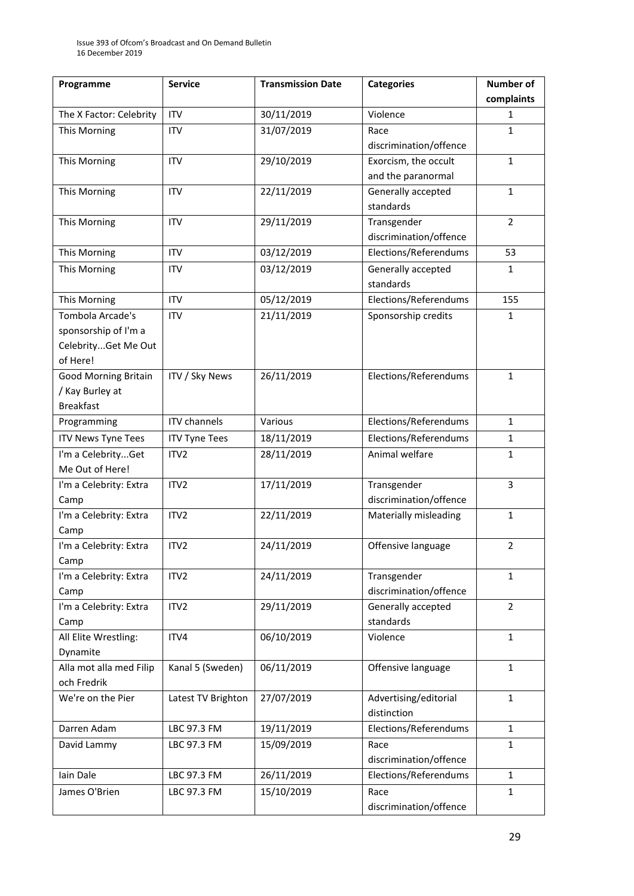| Programme | Service | Transmission Date | Categories | Number of complaints |
|---|---|---|---|---|
| The X Factor: Celebrity | ITV | 30/11/2019 | Violence | 1 |
| This Morning | ITV | 31/07/2019 | Race discrimination/offence | 1 |
| This Morning | ITV | 29/10/2019 | Exorcism, the occult and the paranormal | 1 |
| This Morning | ITV | 22/11/2019 | Generally accepted standards | 1 |
| This Morning | ITV | 29/11/2019 | Transgender discrimination/offence | 2 |
| This Morning | ITV | 03/12/2019 | Elections/Referendums | 53 |
| This Morning | ITV | 03/12/2019 | Generally accepted standards | 1 |
| This Morning | ITV | 05/12/2019 | Elections/Referendums | 155 |
| Tombola Arcade's sponsorship of I'm a Celebrity...Get Me Out of Here! | ITV | 21/11/2019 | Sponsorship credits | 1 |
| Good Morning Britain / Kay Burley at Breakfast | ITV / Sky News | 26/11/2019 | Elections/Referendums | 1 |
| Programming | ITV channels | Various | Elections/Referendums | 1 |
| ITV News Tyne Tees | ITV Tyne Tees | 18/11/2019 | Elections/Referendums | 1 |
| I'm a Celebrity...Get Me Out of Here! | ITV2 | 28/11/2019 | Animal welfare | 1 |
| I'm a Celebrity: Extra Camp | ITV2 | 17/11/2019 | Transgender discrimination/offence | 3 |
| I'm a Celebrity: Extra Camp | ITV2 | 22/11/2019 | Materially misleading | 1 |
| I'm a Celebrity: Extra Camp | ITV2 | 24/11/2019 | Offensive language | 2 |
| I'm a Celebrity: Extra Camp | ITV2 | 24/11/2019 | Transgender discrimination/offence | 1 |
| I'm a Celebrity: Extra Camp | ITV2 | 29/11/2019 | Generally accepted standards | 2 |
| All Elite Wrestling: Dynamite | ITV4 | 06/10/2019 | Violence | 1 |
| Alla mot alla med Filip och Fredrik | Kanal 5 (Sweden) | 06/11/2019 | Offensive language | 1 |
| We're on the Pier | Latest TV Brighton | 27/07/2019 | Advertising/editorial distinction | 1 |
| Darren Adam | LBC 97.3 FM | 19/11/2019 | Elections/Referendums | 1 |
| David Lammy | LBC 97.3 FM | 15/09/2019 | Race discrimination/offence | 1 |
| Iain Dale | LBC 97.3 FM | 26/11/2019 | Elections/Referendums | 1 |
| James O'Brien | LBC 97.3 FM | 15/10/2019 | Race discrimination/offence | 1 |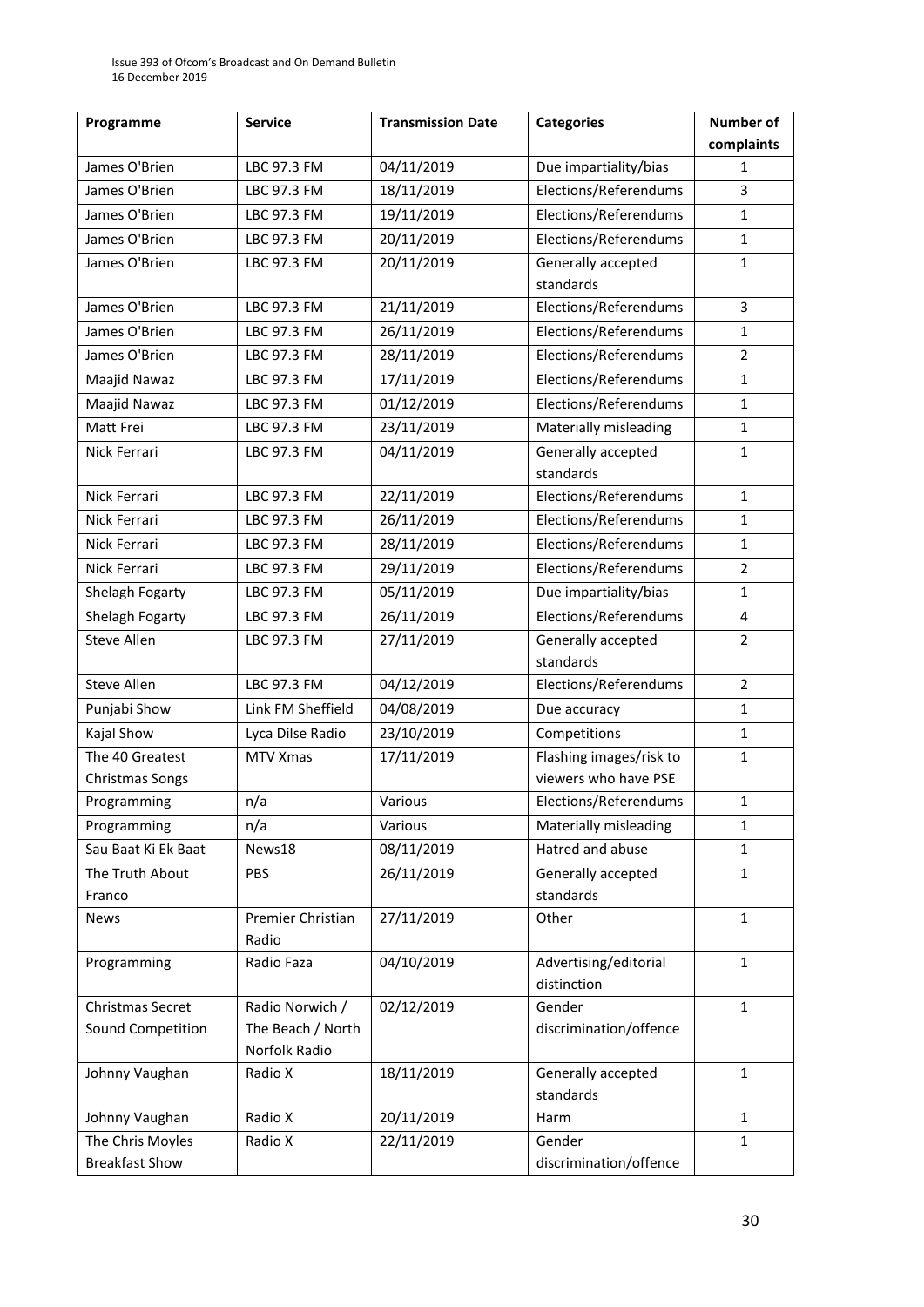| Programme | Service | Transmission Date | Categories | Number of complaints |
|---|---|---|---|---|
| James O'Brien | LBC 97.3 FM | 04/11/2019 | Due impartiality/bias | 1 |
| James O'Brien | LBC 97.3 FM | 18/11/2019 | Elections/Referendums | 3 |
| James O'Brien | LBC 97.3 FM | 19/11/2019 | Elections/Referendums | 1 |
| James O'Brien | LBC 97.3 FM | 20/11/2019 | Elections/Referendums | 1 |
| James O'Brien | LBC 97.3 FM | 20/11/2019 | Generally accepted standards | 1 |
| James O'Brien | LBC 97.3 FM | 21/11/2019 | Elections/Referendums | 3 |
| James O'Brien | LBC 97.3 FM | 26/11/2019 | Elections/Referendums | 1 |
| James O'Brien | LBC 97.3 FM | 28/11/2019 | Elections/Referendums | 2 |
| Maajid Nawaz | LBC 97.3 FM | 17/11/2019 | Elections/Referendums | 1 |
| Maajid Nawaz | LBC 97.3 FM | 01/12/2019 | Elections/Referendums | 1 |
| Matt Frei | LBC 97.3 FM | 23/11/2019 | Materially misleading | 1 |
| Nick Ferrari | LBC 97.3 FM | 04/11/2019 | Generally accepted standards | 1 |
| Nick Ferrari | LBC 97.3 FM | 22/11/2019 | Elections/Referendums | 1 |
| Nick Ferrari | LBC 97.3 FM | 26/11/2019 | Elections/Referendums | 1 |
| Nick Ferrari | LBC 97.3 FM | 28/11/2019 | Elections/Referendums | 1 |
| Nick Ferrari | LBC 97.3 FM | 29/11/2019 | Elections/Referendums | 2 |
| Shelagh Fogarty | LBC 97.3 FM | 05/11/2019 | Due impartiality/bias | 1 |
| Shelagh Fogarty | LBC 97.3 FM | 26/11/2019 | Elections/Referendums | 4 |
| Steve Allen | LBC 97.3 FM | 27/11/2019 | Generally accepted standards | 2 |
| Steve Allen | LBC 97.3 FM | 04/12/2019 | Elections/Referendums | 2 |
| Punjabi Show | Link FM Sheffield | 04/08/2019 | Due accuracy | 1 |
| Kajal Show | Lyca Dilse Radio | 23/10/2019 | Competitions | 1 |
| The 40 Greatest Christmas Songs | MTV Xmas | 17/11/2019 | Flashing images/risk to viewers who have PSE | 1 |
| Programming | n/a | Various | Elections/Referendums | 1 |
| Programming | n/a | Various | Materially misleading | 1 |
| Sau Baat Ki Ek Baat | News18 | 08/11/2019 | Hatred and abuse | 1 |
| The Truth About Franco | PBS | 26/11/2019 | Generally accepted standards | 1 |
| News | Premier Christian Radio | 27/11/2019 | Other | 1 |
| Programming | Radio Faza | 04/10/2019 | Advertising/editorial distinction | 1 |
| Christmas Secret Sound Competition | Radio Norwich / The Beach / North Norfolk Radio | 02/12/2019 | Gender discrimination/offence | 1 |
| Johnny Vaughan | Radio X | 18/11/2019 | Generally accepted standards | 1 |
| Johnny Vaughan | Radio X | 20/11/2019 | Harm | 1 |
| The Chris Moyles Breakfast Show | Radio X | 22/11/2019 | Gender discrimination/offence | 1 |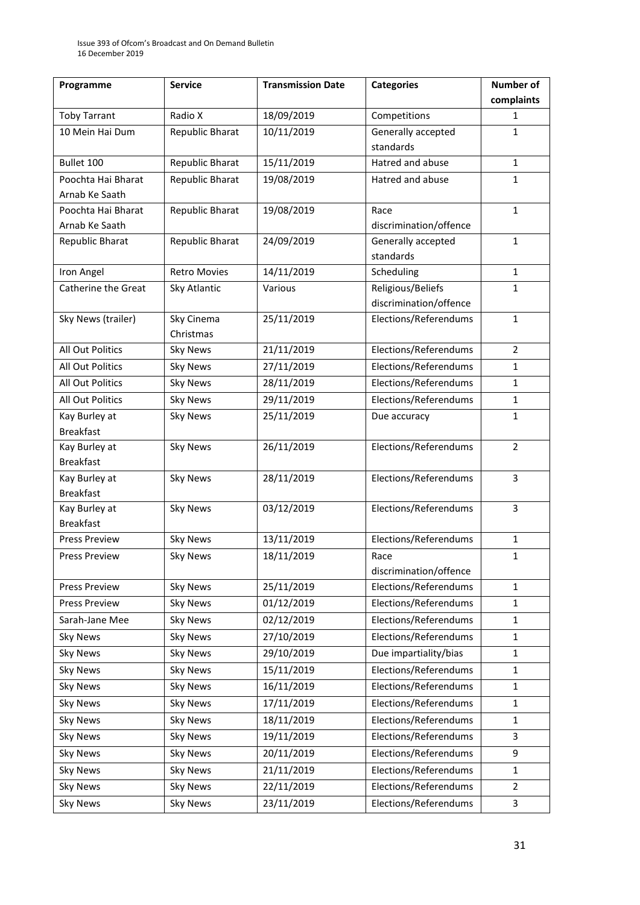| Programme | Service | Transmission Date | Categories | Number of complaints |
|---|---|---|---|---|
| Toby Tarrant | Radio X | 18/09/2019 | Competitions | 1 |
| 10 Mein Hai Dum | Republic Bharat | 10/11/2019 | Generally accepted standards | 1 |
| Bullet 100 | Republic Bharat | 15/11/2019 | Hatred and abuse | 1 |
| Poochta Hai Bharat Arnab Ke Saath | Republic Bharat | 19/08/2019 | Hatred and abuse | 1 |
| Poochta Hai Bharat Arnab Ke Saath | Republic Bharat | 19/08/2019 | Race discrimination/offence | 1 |
| Republic Bharat | Republic Bharat | 24/09/2019 | Generally accepted standards | 1 |
| Iron Angel | Retro Movies | 14/11/2019 | Scheduling | 1 |
| Catherine the Great | Sky Atlantic | Various | Religious/Beliefs discrimination/offence | 1 |
| Sky News (trailer) | Sky Cinema Christmas | 25/11/2019 | Elections/Referendums | 1 |
| All Out Politics | Sky News | 21/11/2019 | Elections/Referendums | 2 |
| All Out Politics | Sky News | 27/11/2019 | Elections/Referendums | 1 |
| All Out Politics | Sky News | 28/11/2019 | Elections/Referendums | 1 |
| All Out Politics | Sky News | 29/11/2019 | Elections/Referendums | 1 |
| Kay Burley at Breakfast | Sky News | 25/11/2019 | Due accuracy | 1 |
| Kay Burley at Breakfast | Sky News | 26/11/2019 | Elections/Referendums | 2 |
| Kay Burley at Breakfast | Sky News | 28/11/2019 | Elections/Referendums | 3 |
| Kay Burley at Breakfast | Sky News | 03/12/2019 | Elections/Referendums | 3 |
| Press Preview | Sky News | 13/11/2019 | Elections/Referendums | 1 |
| Press Preview | Sky News | 18/11/2019 | Race discrimination/offence | 1 |
| Press Preview | Sky News | 25/11/2019 | Elections/Referendums | 1 |
| Press Preview | Sky News | 01/12/2019 | Elections/Referendums | 1 |
| Sarah-Jane Mee | Sky News | 02/12/2019 | Elections/Referendums | 1 |
| Sky News | Sky News | 27/10/2019 | Elections/Referendums | 1 |
| Sky News | Sky News | 29/10/2019 | Due impartiality/bias | 1 |
| Sky News | Sky News | 15/11/2019 | Elections/Referendums | 1 |
| Sky News | Sky News | 16/11/2019 | Elections/Referendums | 1 |
| Sky News | Sky News | 17/11/2019 | Elections/Referendums | 1 |
| Sky News | Sky News | 18/11/2019 | Elections/Referendums | 1 |
| Sky News | Sky News | 19/11/2019 | Elections/Referendums | 3 |
| Sky News | Sky News | 20/11/2019 | Elections/Referendums | 9 |
| Sky News | Sky News | 21/11/2019 | Elections/Referendums | 1 |
| Sky News | Sky News | 22/11/2019 | Elections/Referendums | 2 |
| Sky News | Sky News | 23/11/2019 | Elections/Referendums | 3 |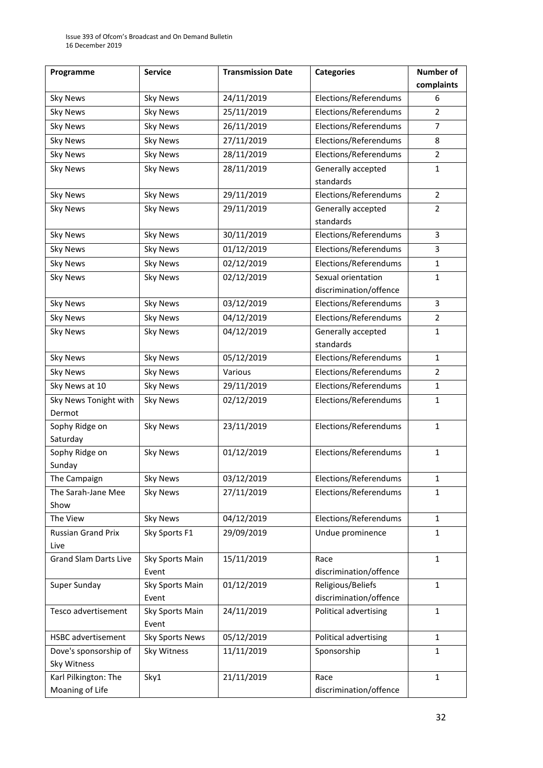| Programme | Service | Transmission Date | Categories | Number of complaints |
|---|---|---|---|---|
| Sky News | Sky News | 24/11/2019 | Elections/Referendums | 6 |
| Sky News | Sky News | 25/11/2019 | Elections/Referendums | 2 |
| Sky News | Sky News | 26/11/2019 | Elections/Referendums | 7 |
| Sky News | Sky News | 27/11/2019 | Elections/Referendums | 8 |
| Sky News | Sky News | 28/11/2019 | Elections/Referendums | 2 |
| Sky News | Sky News | 28/11/2019 | Generally accepted standards | 1 |
| Sky News | Sky News | 29/11/2019 | Elections/Referendums | 2 |
| Sky News | Sky News | 29/11/2019 | Generally accepted standards | 2 |
| Sky News | Sky News | 30/11/2019 | Elections/Referendums | 3 |
| Sky News | Sky News | 01/12/2019 | Elections/Referendums | 3 |
| Sky News | Sky News | 02/12/2019 | Elections/Referendums | 1 |
| Sky News | Sky News | 02/12/2019 | Sexual orientation discrimination/offence | 1 |
| Sky News | Sky News | 03/12/2019 | Elections/Referendums | 3 |
| Sky News | Sky News | 04/12/2019 | Elections/Referendums | 2 |
| Sky News | Sky News | 04/12/2019 | Generally accepted standards | 1 |
| Sky News | Sky News | 05/12/2019 | Elections/Referendums | 1 |
| Sky News | Sky News | Various | Elections/Referendums | 2 |
| Sky News at 10 | Sky News | 29/11/2019 | Elections/Referendums | 1 |
| Sky News Tonight with Dermot | Sky News | 02/12/2019 | Elections/Referendums | 1 |
| Sophy Ridge on Saturday | Sky News | 23/11/2019 | Elections/Referendums | 1 |
| Sophy Ridge on Sunday | Sky News | 01/12/2019 | Elections/Referendums | 1 |
| The Campaign | Sky News | 03/12/2019 | Elections/Referendums | 1 |
| The Sarah-Jane Mee Show | Sky News | 27/11/2019 | Elections/Referendums | 1 |
| The View | Sky News | 04/12/2019 | Elections/Referendums | 1 |
| Russian Grand Prix Live | Sky Sports F1 | 29/09/2019 | Undue prominence | 1 |
| Grand Slam Darts Live | Sky Sports Main Event | 15/11/2019 | Race discrimination/offence | 1 |
| Super Sunday | Sky Sports Main Event | 01/12/2019 | Religious/Beliefs discrimination/offence | 1 |
| Tesco advertisement | Sky Sports Main Event | 24/11/2019 | Political advertising | 1 |
| HSBC advertisement | Sky Sports News | 05/12/2019 | Political advertising | 1 |
| Dove's sponsorship of Sky Witness | Sky Witness | 11/11/2019 | Sponsorship | 1 |
| Karl Pilkington: The Moaning of Life | Sky1 | 21/11/2019 | Race discrimination/offence | 1 |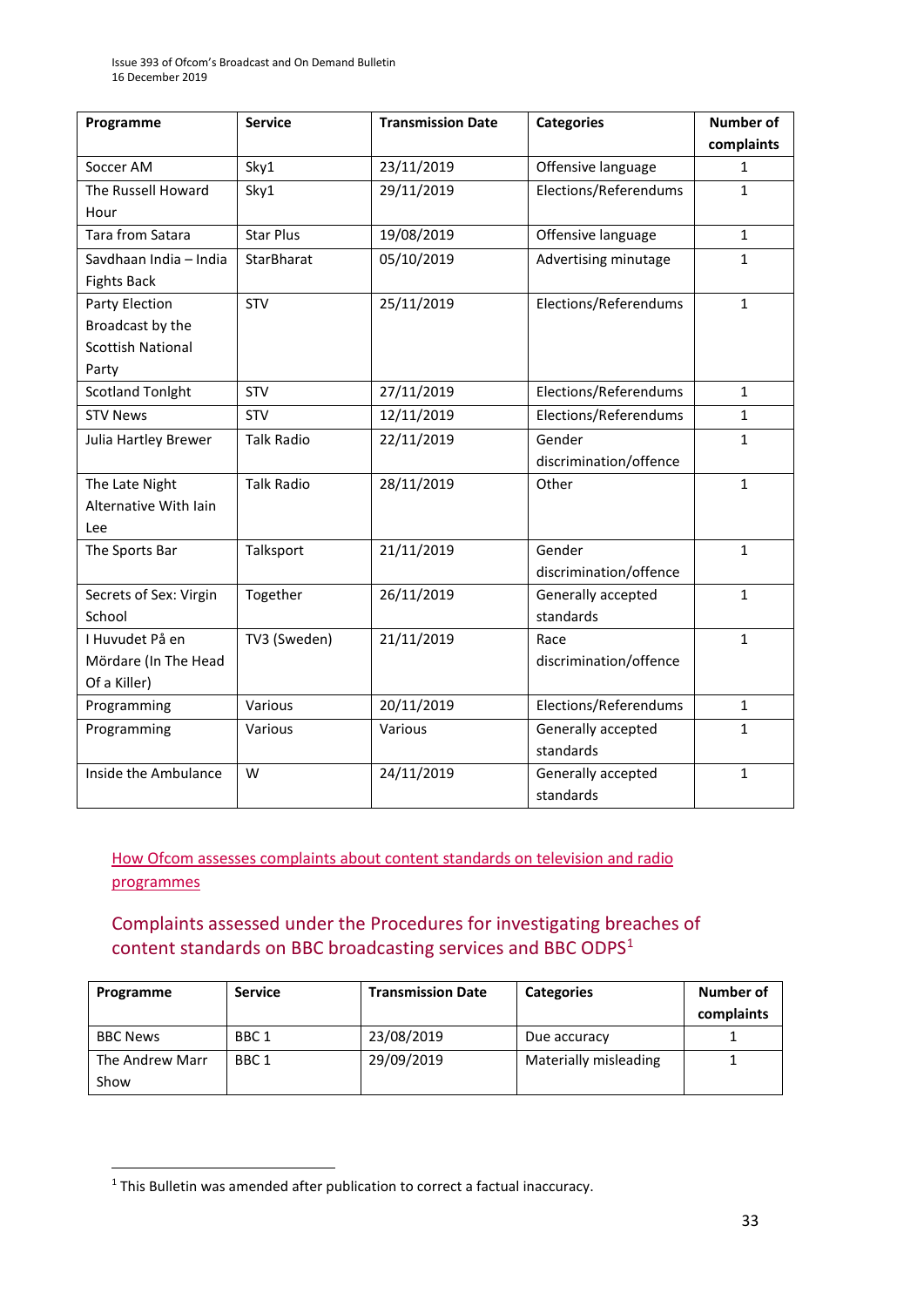| Programme | Service | Transmission Date | Categories | Number of complaints |
|---|---|---|---|---|
| Soccer AM | Sky1 | 23/11/2019 | Offensive language | 1 |
| The Russell Howard Hour | Sky1 | 29/11/2019 | Elections/Referendums | 1 |
| Tara from Satara | Star Plus | 19/08/2019 | Offensive language | 1 |
| Savdhaan India – India Fights Back | StarBharat | 05/10/2019 | Advertising minutage | 1 |
| Party Election Broadcast by the Scottish National Party | STV | 25/11/2019 | Elections/Referendums | 1 |
| Scotland Tonlght | STV | 27/11/2019 | Elections/Referendums | 1 |
| STV News | STV | 12/11/2019 | Elections/Referendums | 1 |
| Julia Hartley Brewer | Talk Radio | 22/11/2019 | Gender discrimination/offence | 1 |
| The Late Night Alternative With Iain Lee | Talk Radio | 28/11/2019 | Other | 1 |
| The Sports Bar | Talksport | 21/11/2019 | Gender discrimination/offence | 1 |
| Secrets of Sex: Virgin School | Together | 26/11/2019 | Generally accepted standards | 1 |
| I Huvudet På en Mördare (In The Head Of a Killer) | TV3 (Sweden) | 21/11/2019 | Race discrimination/offence | 1 |
| Programming | Various | 20/11/2019 | Elections/Referendums | 1 |
| Programming | Various | Various | Generally accepted standards | 1 |
| Inside the Ambulance | W | 24/11/2019 | Generally accepted standards | 1 |

[How Ofcom assesses complaints about content standards on television and radio programmes]

## Complaints assessed under the Procedures for investigating breaches of content standards on BBC broadcasting services and BBC ODPS[1]

| Programme | Service | Transmission Date | Categories | Number of complaints |
|---|---|---|---|---|
| BBC News | BBC 1 | 23/08/2019 | Due accuracy | 1 |
| The Andrew Marr Show | BBC 1 | 29/09/2019 | Materially misleading | 1 |

[1] This Bulletin was amended after publication to correct a factual inaccuracy.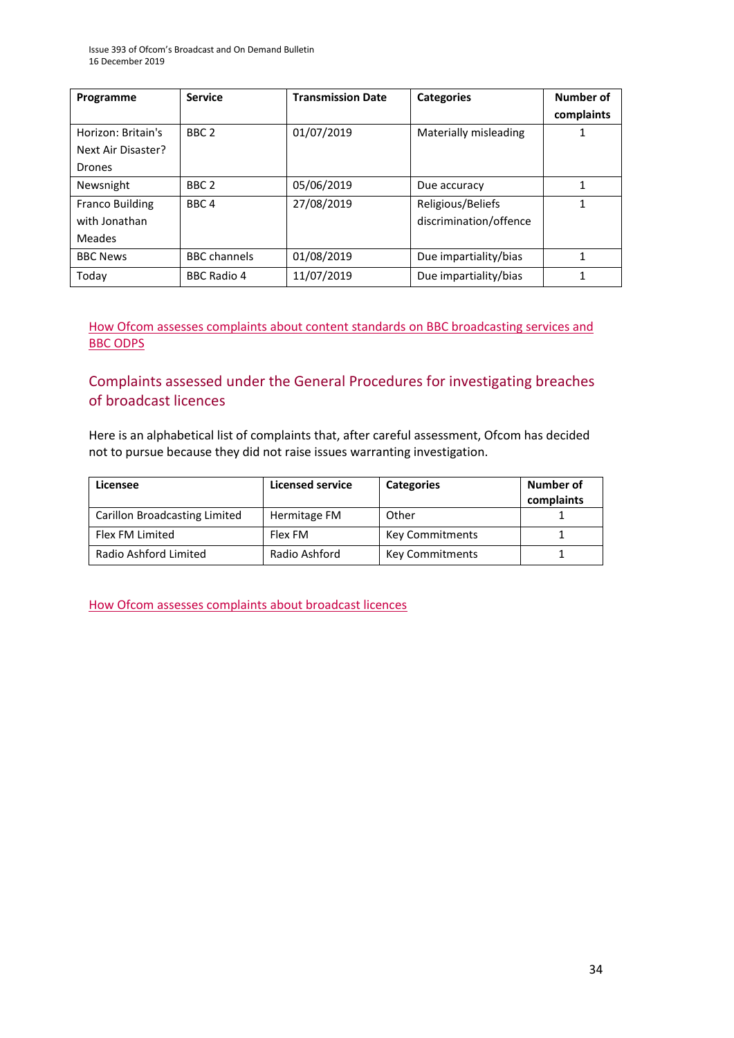| Programme | Service | Transmission Date | Categories | Number of complaints |
|---|---|---|---|---|
| Horizon: Britain's Next Air Disaster? Drones | BBC 2 | 01/07/2019 | Materially misleading | 1 |
| Newsnight | BBC 2 | 05/06/2019 | Due accuracy | 1 |
| Franco Building with Jonathan Meades | BBC 4 | 27/08/2019 | Religious/Beliefs discrimination/offence | 1 |
| BBC News | BBC channels | 01/08/2019 | Due impartiality/bias | 1 |
| Today | BBC Radio 4 | 11/07/2019 | Due impartiality/bias | 1 |

How Ofcom assesses complaints about content standards on BBC broadcasting services and BBC ODPS

## Complaints assessed under the General Procedures for investigating breaches of broadcast licences

Here is an alphabetical list of complaints that, after careful assessment, Ofcom has decided not to pursue because they did not raise issues warranting investigation.

| Licensee | Licensed service | Categories | Number of complaints |
|---|---|---|---|
| Carillon Broadcasting Limited | Hermitage FM | Other | 1 |
| Flex FM Limited | Flex FM | Key Commitments | 1 |
| Radio Ashford Limited | Radio Ashford | Key Commitments | 1 |

How Ofcom assesses complaints about broadcast licences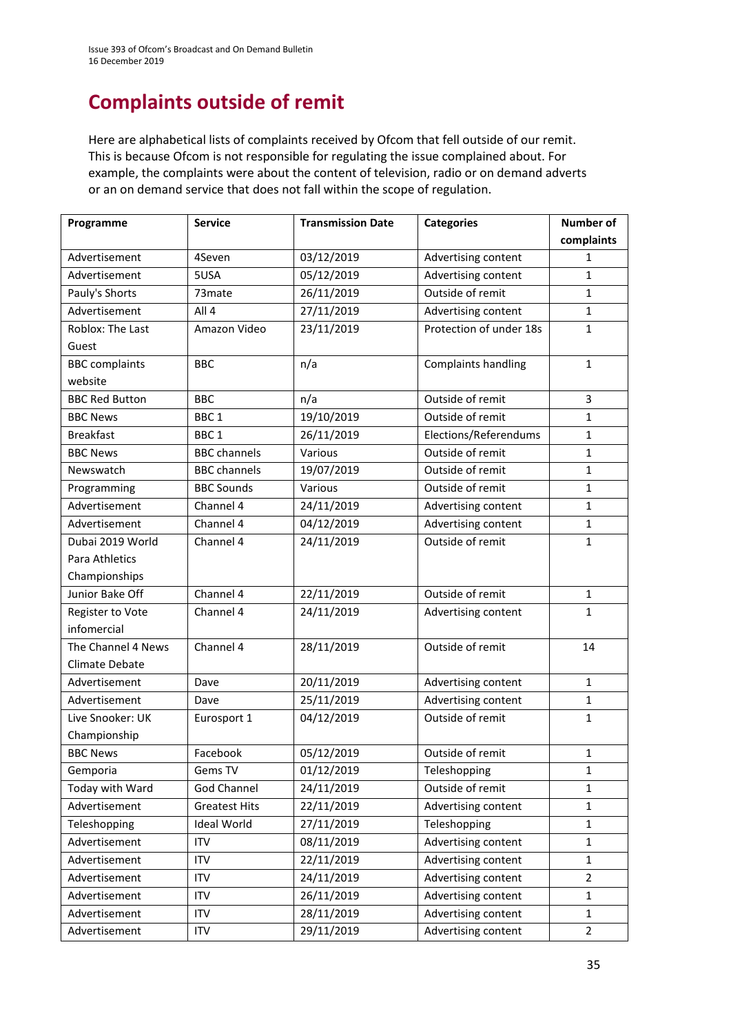# Complaints outside of remit

Here are alphabetical lists of complaints received by Ofcom that fell outside of our remit. This is because Ofcom is not responsible for regulating the issue complained about. For example, the complaints were about the content of television, radio or on demand adverts or an on demand service that does not fall within the scope of regulation.

| Programme | Service | Transmission Date | Categories | Number of complaints |
|---|---|---|---|---|
| Advertisement | 4Seven | 03/12/2019 | Advertising content | 1 |
| Advertisement | 5USA | 05/12/2019 | Advertising content | 1 |
| Pauly's Shorts | 73mate | 26/11/2019 | Outside of remit | 1 |
| Advertisement | All 4 | 27/11/2019 | Advertising content | 1 |
| Roblox: The Last Guest | Amazon Video | 23/11/2019 | Protection of under 18s | 1 |
| BBC complaints website | BBC | n/a | Complaints handling | 1 |
| BBC Red Button | BBC | n/a | Outside of remit | 3 |
| BBC News | BBC 1 | 19/10/2019 | Outside of remit | 1 |
| Breakfast | BBC 1 | 26/11/2019 | Elections/Referendums | 1 |
| BBC News | BBC channels | Various | Outside of remit | 1 |
| Newswatch | BBC channels | 19/07/2019 | Outside of remit | 1 |
| Programming | BBC Sounds | Various | Outside of remit | 1 |
| Advertisement | Channel 4 | 24/11/2019 | Advertising content | 1 |
| Advertisement | Channel 4 | 04/12/2019 | Advertising content | 1 |
| Dubai 2019 World Para Athletics Championships | Channel 4 | 24/11/2019 | Outside of remit | 1 |
| Junior Bake Off | Channel 4 | 22/11/2019 | Outside of remit | 1 |
| Register to Vote infomercial | Channel 4 | 24/11/2019 | Advertising content | 1 |
| The Channel 4 News Climate Debate | Channel 4 | 28/11/2019 | Outside of remit | 14 |
| Advertisement | Dave | 20/11/2019 | Advertising content | 1 |
| Advertisement | Dave | 25/11/2019 | Advertising content | 1 |
| Live Snooker: UK Championship | Eurosport 1 | 04/12/2019 | Outside of remit | 1 |
| BBC News | Facebook | 05/12/2019 | Outside of remit | 1 |
| Gemporia | Gems TV | 01/12/2019 | Teleshopping | 1 |
| Today with Ward | God Channel | 24/11/2019 | Outside of remit | 1 |
| Advertisement | Greatest Hits | 22/11/2019 | Advertising content | 1 |
| Teleshopping | Ideal World | 27/11/2019 | Teleshopping | 1 |
| Advertisement | ITV | 08/11/2019 | Advertising content | 1 |
| Advertisement | ITV | 22/11/2019 | Advertising content | 1 |
| Advertisement | ITV | 24/11/2019 | Advertising content | 2 |
| Advertisement | ITV | 26/11/2019 | Advertising content | 1 |
| Advertisement | ITV | 28/11/2019 | Advertising content | 1 |
| Advertisement | ITV | 29/11/2019 | Advertising content | 2 |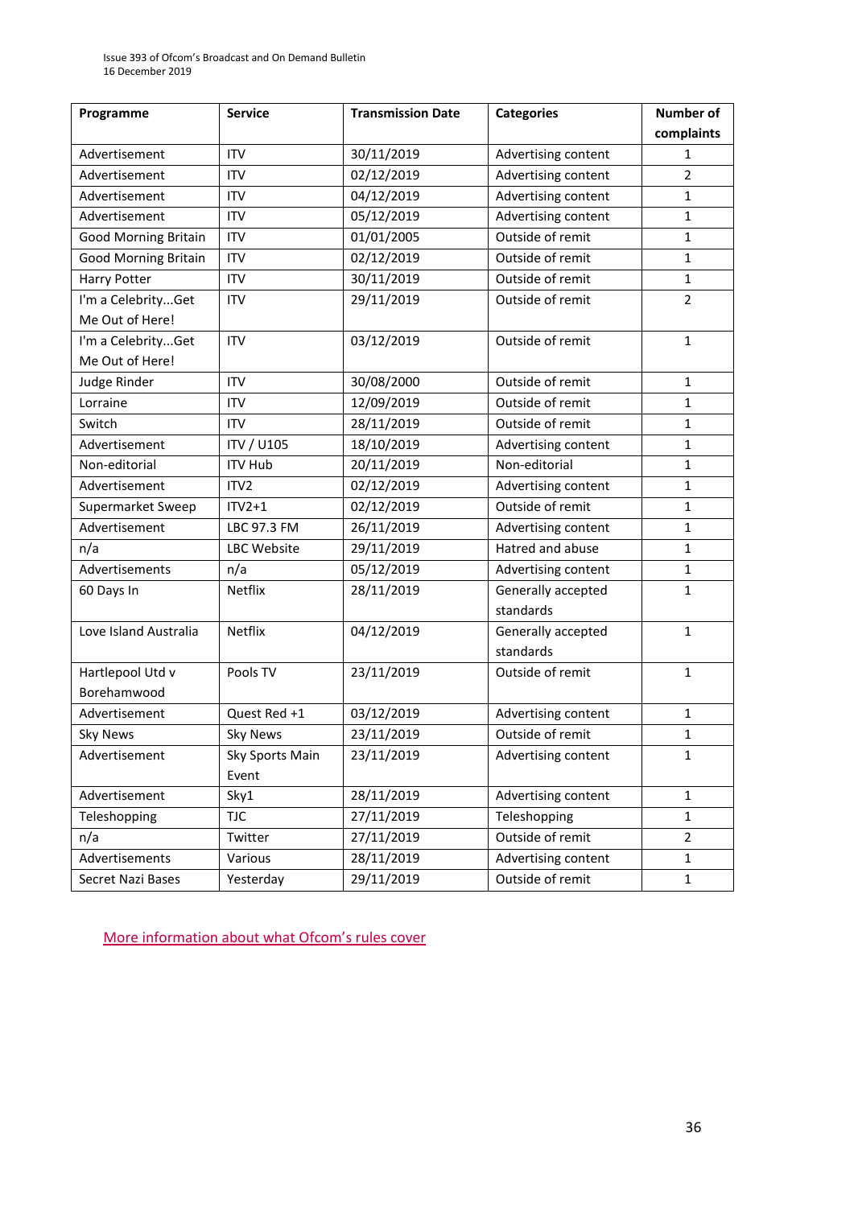| Programme | Service | Transmission Date | Categories | Number of complaints |
|---|---|---|---|---|
| Advertisement | ITV | 30/11/2019 | Advertising content | 1 |
| Advertisement | ITV | 02/12/2019 | Advertising content | 2 |
| Advertisement | ITV | 04/12/2019 | Advertising content | 1 |
| Advertisement | ITV | 05/12/2019 | Advertising content | 1 |
| Good Morning Britain | ITV | 01/01/2005 | Outside of remit | 1 |
| Good Morning Britain | ITV | 02/12/2019 | Outside of remit | 1 |
| Harry Potter | ITV | 30/11/2019 | Outside of remit | 1 |
| I'm a Celebrity...Get Me Out of Here! | ITV | 29/11/2019 | Outside of remit | 2 |
| I'm a Celebrity...Get Me Out of Here! | ITV | 03/12/2019 | Outside of remit | 1 |
| Judge Rinder | ITV | 30/08/2000 | Outside of remit | 1 |
| Lorraine | ITV | 12/09/2019 | Outside of remit | 1 |
| Switch | ITV | 28/11/2019 | Outside of remit | 1 |
| Advertisement | ITV / U105 | 18/10/2019 | Advertising content | 1 |
| Non-editorial | ITV Hub | 20/11/2019 | Non-editorial | 1 |
| Advertisement | ITV2 | 02/12/2019 | Advertising content | 1 |
| Supermarket Sweep | ITV2+1 | 02/12/2019 | Outside of remit | 1 |
| Advertisement | LBC 97.3 FM | 26/11/2019 | Advertising content | 1 |
| n/a | LBC Website | 29/11/2019 | Hatred and abuse | 1 |
| Advertisements | n/a | 05/12/2019 | Advertising content | 1 |
| 60 Days In | Netflix | 28/11/2019 | Generally accepted standards | 1 |
| Love Island Australia | Netflix | 04/12/2019 | Generally accepted standards | 1 |
| Hartlepool Utd v Borehamwood | Pools TV | 23/11/2019 | Outside of remit | 1 |
| Advertisement | Quest Red +1 | 03/12/2019 | Advertising content | 1 |
| Sky News | Sky News | 23/11/2019 | Outside of remit | 1 |
| Advertisement | Sky Sports Main Event | 23/11/2019 | Advertising content | 1 |
| Advertisement | Sky1 | 28/11/2019 | Advertising content | 1 |
| Teleshopping | TJC | 27/11/2019 | Teleshopping | 1 |
| n/a | Twitter | 27/11/2019 | Outside of remit | 2 |
| Advertisements | Various | 28/11/2019 | Advertising content | 1 |
| Secret Nazi Bases | Yesterday | 29/11/2019 | Outside of remit | 1 |

More information about what Ofcom's rules cover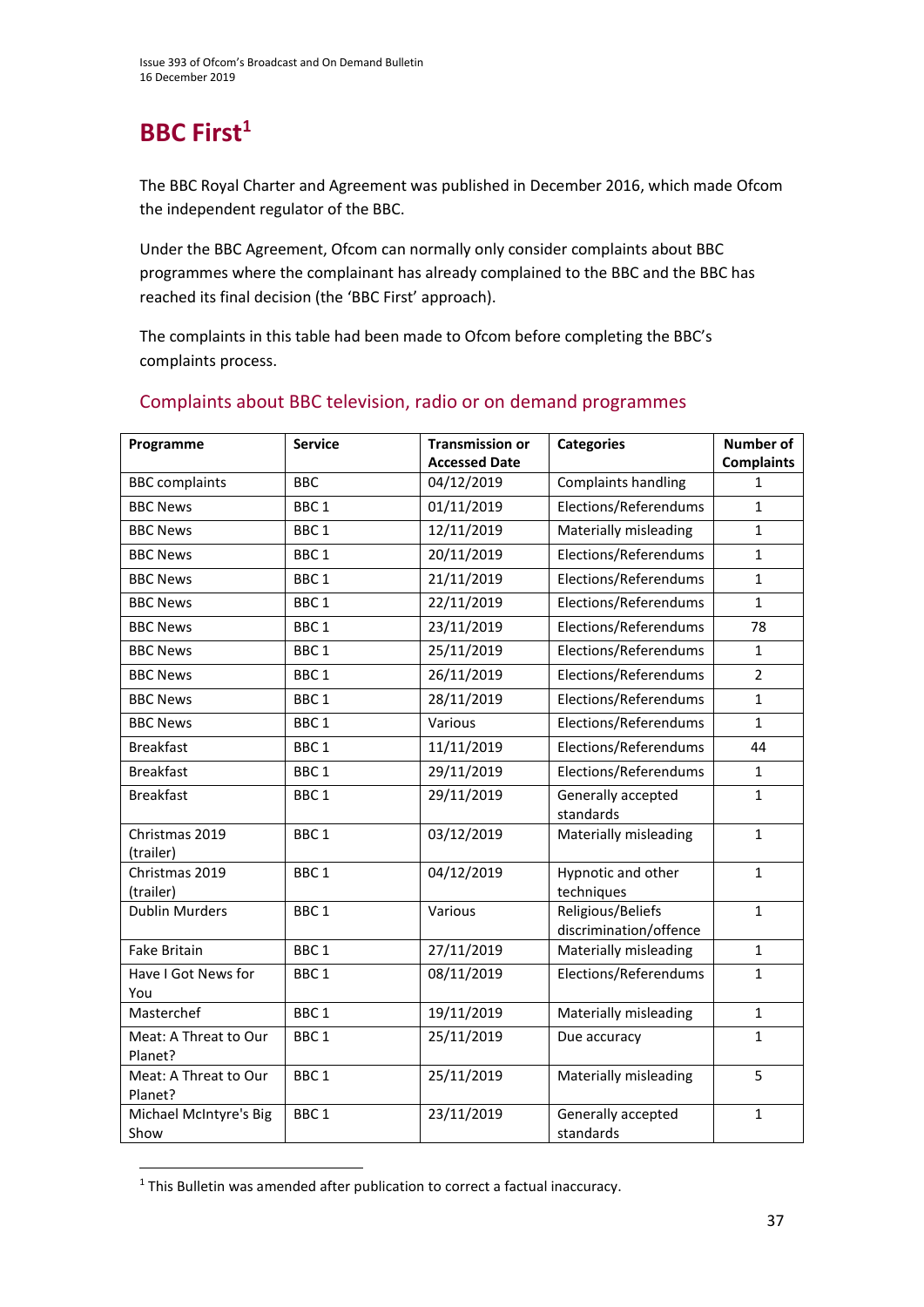# BBC First[1]

The BBC Royal Charter and Agreement was published in December 2016, which made Ofcom the independent regulator of the BBC.

Under the BBC Agreement, Ofcom can normally only consider complaints about BBC programmes where the complainant has already complained to the BBC and the BBC has reached its final decision (the 'BBC First' approach).

The complaints in this table had been made to Ofcom before completing the BBC's complaints process.

## Complaints about BBC television, radio or on demand programmes

| Programme | Service | Transmission or Accessed Date | Categories | Number of Complaints |
|---|---|---|---|---|
| BBC complaints | BBC | 04/12/2019 | Complaints handling | 1 |
| BBC News | BBC 1 | 01/11/2019 | Elections/Referendums | 1 |
| BBC News | BBC 1 | 12/11/2019 | Materially misleading | 1 |
| BBC News | BBC 1 | 20/11/2019 | Elections/Referendums | 1 |
| BBC News | BBC 1 | 21/11/2019 | Elections/Referendums | 1 |
| BBC News | BBC 1 | 22/11/2019 | Elections/Referendums | 1 |
| BBC News | BBC 1 | 23/11/2019 | Elections/Referendums | 78 |
| BBC News | BBC 1 | 25/11/2019 | Elections/Referendums | 1 |
| BBC News | BBC 1 | 26/11/2019 | Elections/Referendums | 2 |
| BBC News | BBC 1 | 28/11/2019 | Elections/Referendums | 1 |
| BBC News | BBC 1 | Various | Elections/Referendums | 1 |
| Breakfast | BBC 1 | 11/11/2019 | Elections/Referendums | 44 |
| Breakfast | BBC 1 | 29/11/2019 | Elections/Referendums | 1 |
| Breakfast | BBC 1 | 29/11/2019 | Generally accepted standards | 1 |
| Christmas 2019 (trailer) | BBC 1 | 03/12/2019 | Materially misleading | 1 |
| Christmas 2019 (trailer) | BBC 1 | 04/12/2019 | Hypnotic and other techniques | 1 |
| Dublin Murders | BBC 1 | Various | Religious/Beliefs discrimination/offence | 1 |
| Fake Britain | BBC 1 | 27/11/2019 | Materially misleading | 1 |
| Have I Got News for You | BBC 1 | 08/11/2019 | Elections/Referendums | 1 |
| Masterchef | BBC 1 | 19/11/2019 | Materially misleading | 1 |
| Meat: A Threat to Our Planet? | BBC 1 | 25/11/2019 | Due accuracy | 1 |
| Meat: A Threat to Our Planet? | BBC 1 | 25/11/2019 | Materially misleading | 5 |
| Michael McIntyre's Big Show | BBC 1 | 23/11/2019 | Generally accepted standards | 1 |

[1] This Bulletin was amended after publication to correct a factual inaccuracy.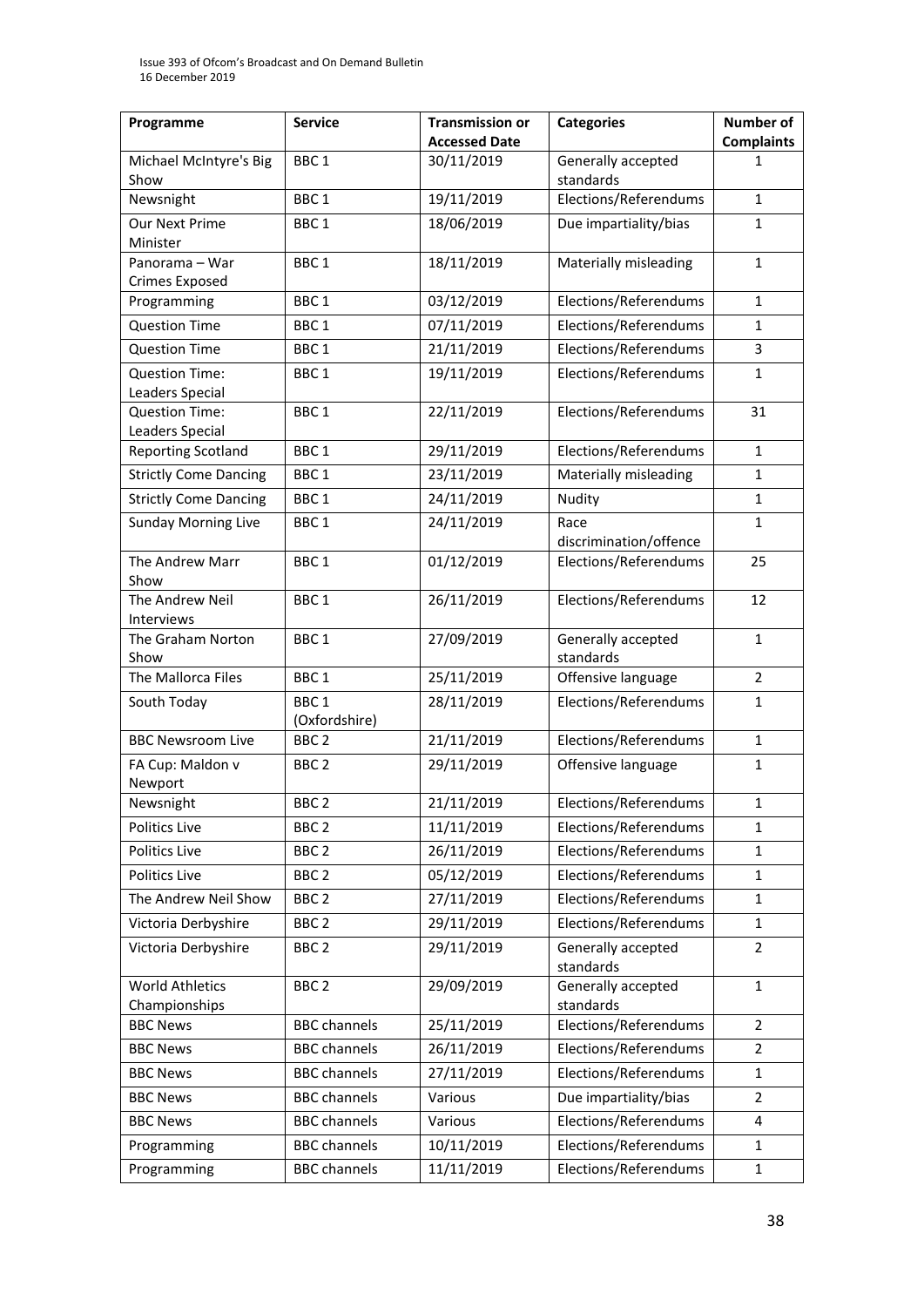| Programme | Service | Transmission or Accessed Date | Categories | Number of Complaints |
|---|---|---|---|---|
| Michael McIntyre's Big Show | BBC 1 | 30/11/2019 | Generally accepted standards | 1 |
| Newsnight | BBC 1 | 19/11/2019 | Elections/Referendums | 1 |
| Our Next Prime Minister | BBC 1 | 18/06/2019 | Due impartiality/bias | 1 |
| Panorama – War Crimes Exposed | BBC 1 | 18/11/2019 | Materially misleading | 1 |
| Programming | BBC 1 | 03/12/2019 | Elections/Referendums | 1 |
| Question Time | BBC 1 | 07/11/2019 | Elections/Referendums | 1 |
| Question Time | BBC 1 | 21/11/2019 | Elections/Referendums | 3 |
| Question Time: Leaders Special | BBC 1 | 19/11/2019 | Elections/Referendums | 1 |
| Question Time: Leaders Special | BBC 1 | 22/11/2019 | Elections/Referendums | 31 |
| Reporting Scotland | BBC 1 | 29/11/2019 | Elections/Referendums | 1 |
| Strictly Come Dancing | BBC 1 | 23/11/2019 | Materially misleading | 1 |
| Strictly Come Dancing | BBC 1 | 24/11/2019 | Nudity | 1 |
| Sunday Morning Live | BBC 1 | 24/11/2019 | Race discrimination/offence | 1 |
| The Andrew Marr Show | BBC 1 | 01/12/2019 | Elections/Referendums | 25 |
| The Andrew Neil Interviews | BBC 1 | 26/11/2019 | Elections/Referendums | 12 |
| The Graham Norton Show | BBC 1 | 27/09/2019 | Generally accepted standards | 1 |
| The Mallorca Files | BBC 1 | 25/11/2019 | Offensive language | 2 |
| South Today | BBC 1 (Oxfordshire) | 28/11/2019 | Elections/Referendums | 1 |
| BBC Newsroom Live | BBC 2 | 21/11/2019 | Elections/Referendums | 1 |
| FA Cup: Maldon v Newport | BBC 2 | 29/11/2019 | Offensive language | 1 |
| Newsnight | BBC 2 | 21/11/2019 | Elections/Referendums | 1 |
| Politics Live | BBC 2 | 11/11/2019 | Elections/Referendums | 1 |
| Politics Live | BBC 2 | 26/11/2019 | Elections/Referendums | 1 |
| Politics Live | BBC 2 | 05/12/2019 | Elections/Referendums | 1 |
| The Andrew Neil Show | BBC 2 | 27/11/2019 | Elections/Referendums | 1 |
| Victoria Derbyshire | BBC 2 | 29/11/2019 | Elections/Referendums | 1 |
| Victoria Derbyshire | BBC 2 | 29/11/2019 | Generally accepted standards | 2 |
| World Athletics Championships | BBC 2 | 29/09/2019 | Generally accepted standards | 1 |
| BBC News | BBC channels | 25/11/2019 | Elections/Referendums | 2 |
| BBC News | BBC channels | 26/11/2019 | Elections/Referendums | 2 |
| BBC News | BBC channels | 27/11/2019 | Elections/Referendums | 1 |
| BBC News | BBC channels | Various | Due impartiality/bias | 2 |
| BBC News | BBC channels | Various | Elections/Referendums | 4 |
| Programming | BBC channels | 10/11/2019 | Elections/Referendums | 1 |
| Programming | BBC channels | 11/11/2019 | Elections/Referendums | 1 |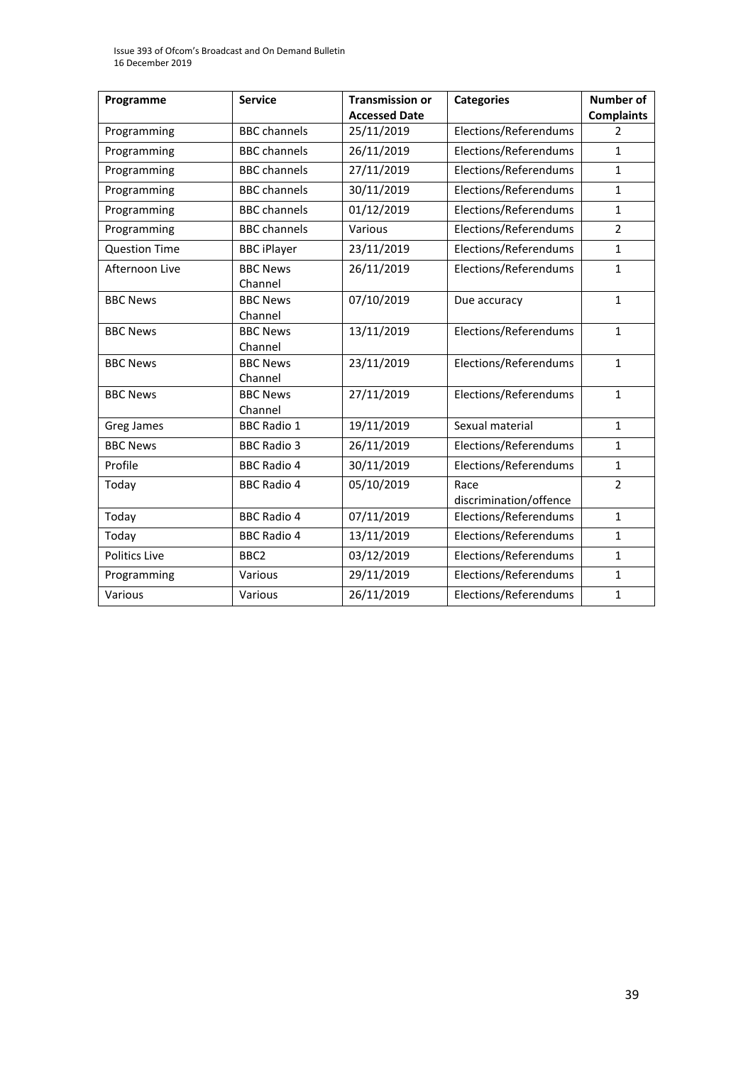| Programme | Service | Transmission or Accessed Date | Categories | Number of Complaints |
|---|---|---|---|---|
| Programming | BBC channels | 25/11/2019 | Elections/Referendums | 2 |
| Programming | BBC channels | 26/11/2019 | Elections/Referendums | 1 |
| Programming | BBC channels | 27/11/2019 | Elections/Referendums | 1 |
| Programming | BBC channels | 30/11/2019 | Elections/Referendums | 1 |
| Programming | BBC channels | 01/12/2019 | Elections/Referendums | 1 |
| Programming | BBC channels | Various | Elections/Referendums | 2 |
| Question Time | BBC iPlayer | 23/11/2019 | Elections/Referendums | 1 |
| Afternoon Live | BBC News Channel | 26/11/2019 | Elections/Referendums | 1 |
| BBC News | BBC News Channel | 07/10/2019 | Due accuracy | 1 |
| BBC News | BBC News Channel | 13/11/2019 | Elections/Referendums | 1 |
| BBC News | BBC News Channel | 23/11/2019 | Elections/Referendums | 1 |
| BBC News | BBC News Channel | 27/11/2019 | Elections/Referendums | 1 |
| Greg James | BBC Radio 1 | 19/11/2019 | Sexual material | 1 |
| BBC News | BBC Radio 3 | 26/11/2019 | Elections/Referendums | 1 |
| Profile | BBC Radio 4 | 30/11/2019 | Elections/Referendums | 1 |
| Today | BBC Radio 4 | 05/10/2019 | Race discrimination/offence | 2 |
| Today | BBC Radio 4 | 07/11/2019 | Elections/Referendums | 1 |
| Today | BBC Radio 4 | 13/11/2019 | Elections/Referendums | 1 |
| Politics Live | BBC2 | 03/12/2019 | Elections/Referendums | 1 |
| Programming | Various | 29/11/2019 | Elections/Referendums | 1 |
| Various | Various | 26/11/2019 | Elections/Referendums | 1 |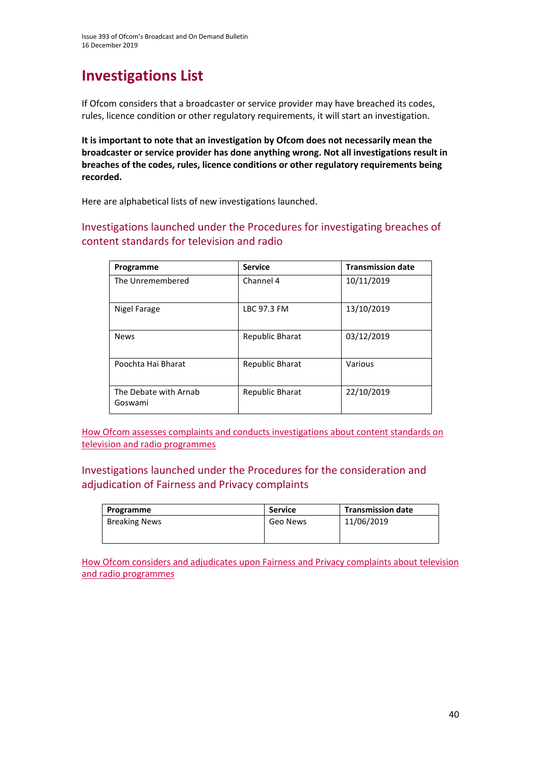# Investigations List

If Ofcom considers that a broadcaster or service provider may have breached its codes, rules, licence condition or other regulatory requirements, it will start an investigation.

**It is important to note that an investigation by Ofcom does not necessarily mean the broadcaster or service provider has done anything wrong. Not all investigations result in breaches of the codes, rules, licence conditions or other regulatory requirements being recorded.**

Here are alphabetical lists of new investigations launched.

## Investigations launched under the Procedures for investigating breaches of content standards for television and radio

| Programme | Service | Transmission date |
|---|---|---|
| The Unremembered | Channel 4 | 10/11/2019 |
| Nigel Farage | LBC 97.3 FM | 13/10/2019 |
| News | Republic Bharat | 03/12/2019 |
| Poochta Hai Bharat | Republic Bharat | Various |
| The Debate with Arnab Goswami | Republic Bharat | 22/10/2019 |

How Ofcom assesses complaints and conducts investigations about content standards on television and radio programmes

## Investigations launched under the Procedures for the consideration and adjudication of Fairness and Privacy complaints

| Programme | Service | Transmission date |
|---|---|---|
| Breaking News | Geo News | 11/06/2019 |

How Ofcom considers and adjudicates upon Fairness and Privacy complaints about television and radio programmes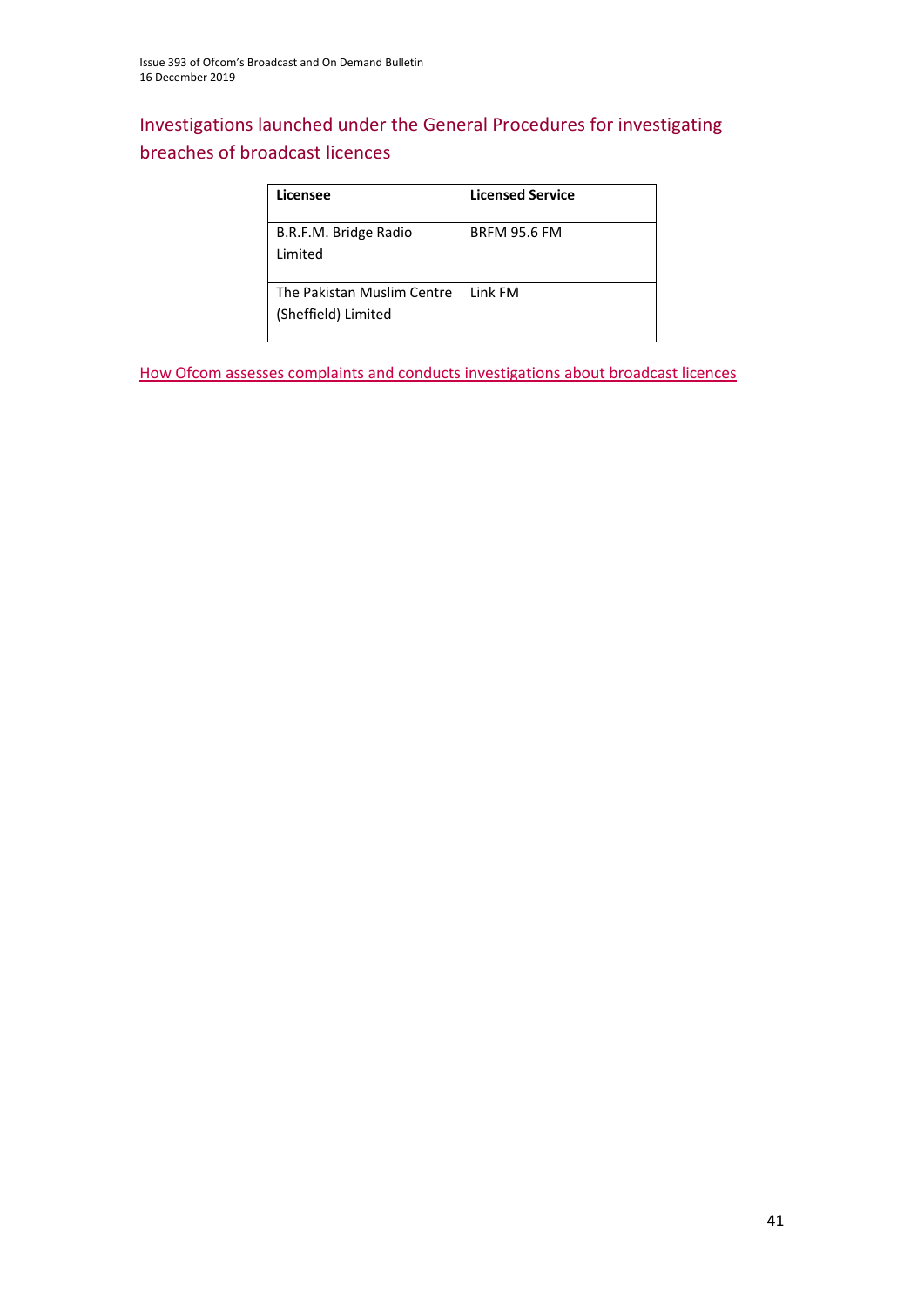## Investigations launched under the General Procedures for investigating breaches of broadcast licences

| Licensee | Licensed Service |
| --- | --- |
| B.R.F.M. Bridge Radio Limited | BRFM 95.6 FM |
| The Pakistan Muslim Centre (Sheffield) Limited | Link FM |

How Ofcom assesses complaints and conducts investigations about broadcast licences